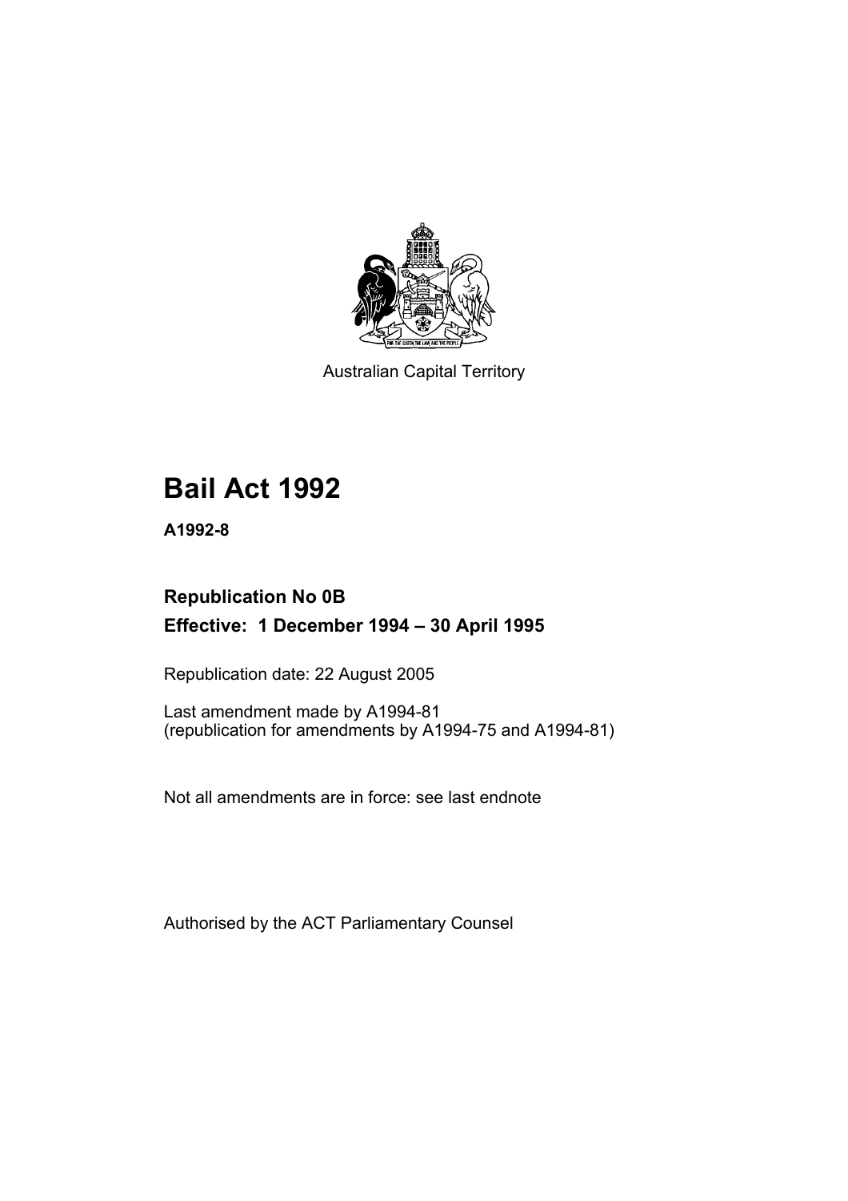Australian Capital Territory

# Bail Act 1992

**A1992-8**

## Republication No 0B

## Effective: 1 December 1994 – 30 April 1995

Republication date: 22 August 2005

Last amendment made by A1994-81
(republication for amendments by A1994-75 and A1994-81)

Not all amendments are in force: see last endnote

Authorised by the ACT Parliamentary Counsel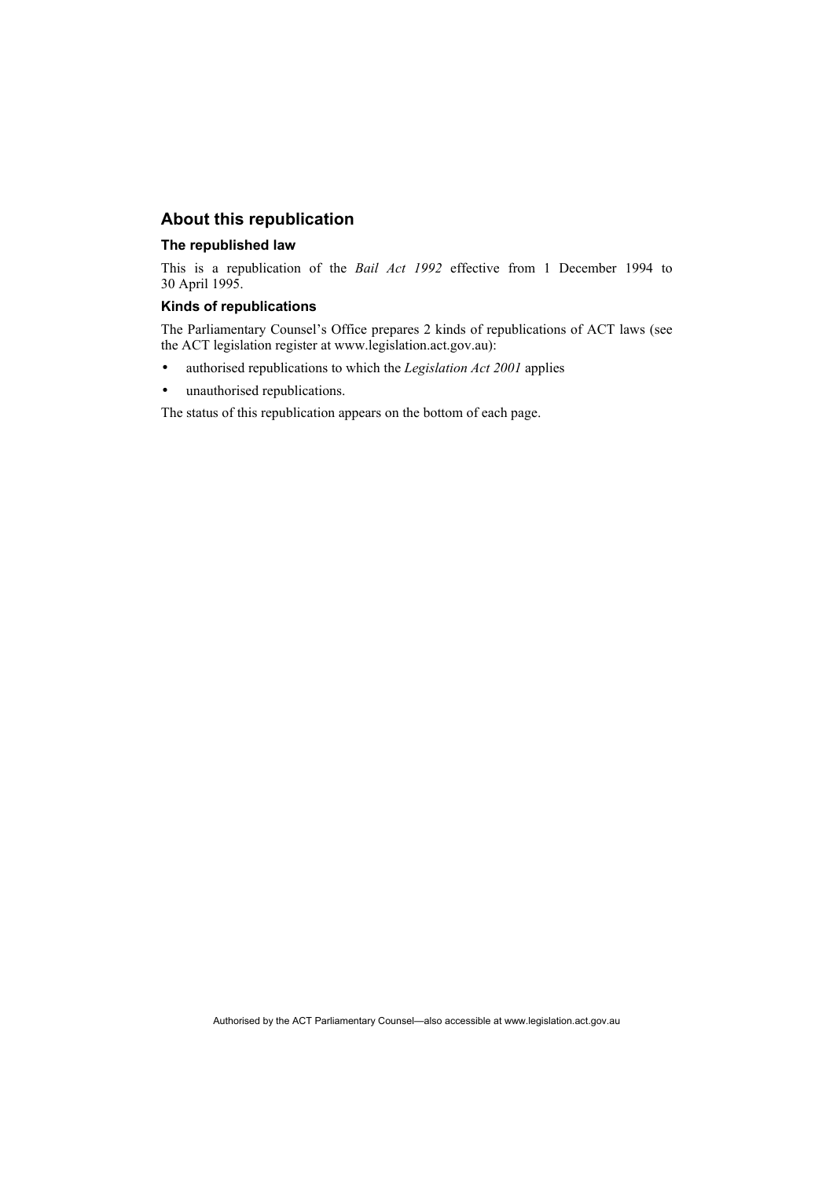## About this republication

### The republished law

This is a republication of the *Bail Act 1992* effective from 1 December 1994 to 30 April 1995.

### Kinds of republications

The Parliamentary Counsel's Office prepares 2 kinds of republications of ACT laws (see the ACT legislation register at www.legislation.act.gov.au):

- authorised republications to which the *Legislation Act 2001* applies
- unauthorised republications.

The status of this republication appears on the bottom of each page.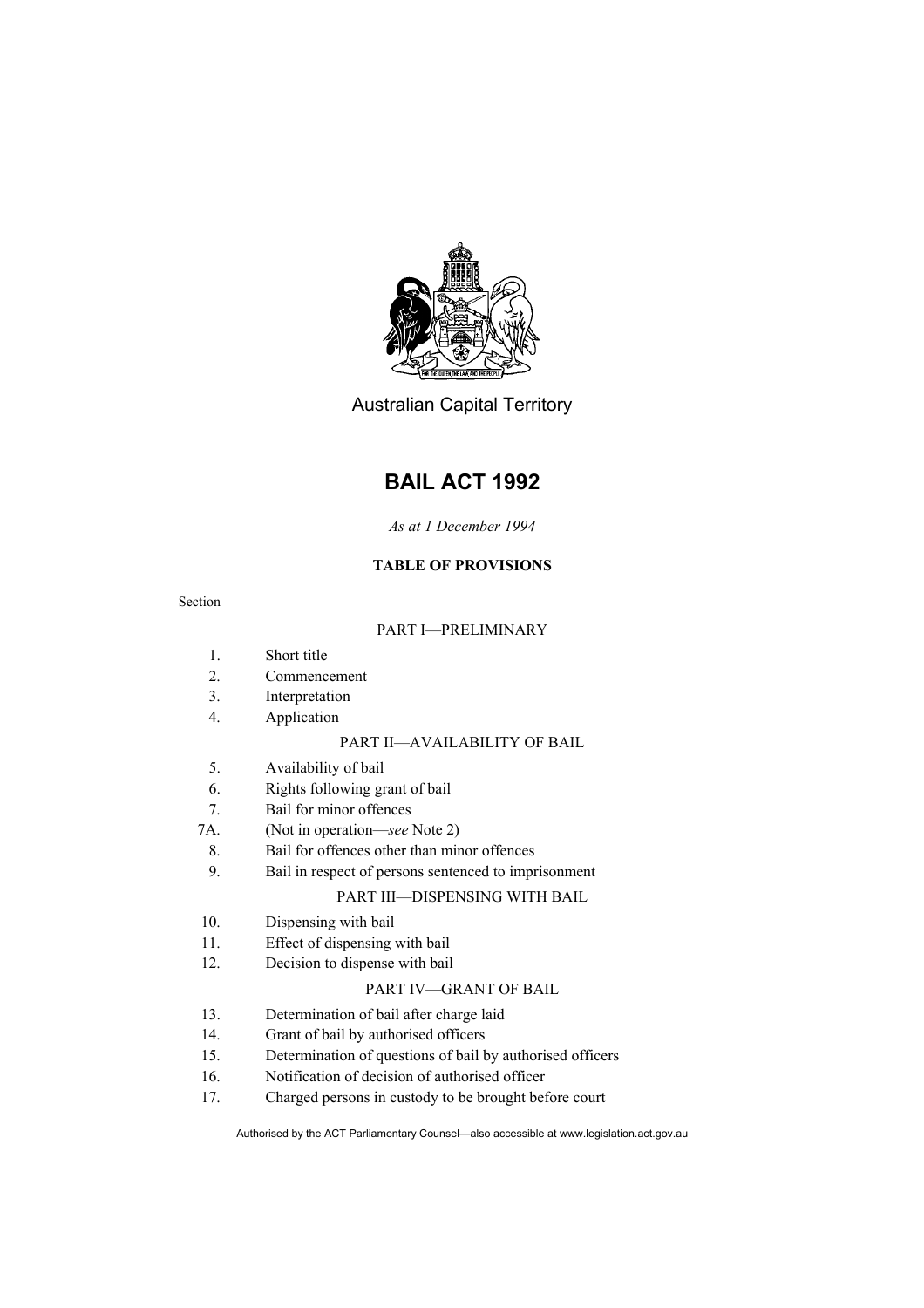Australian Capital Territory

# BAIL ACT 1992

*As at 1 December 1994*

**TABLE OF PROVISIONS**

Section

PART I—PRELIMINARY

1. Short title
2. Commencement
3. Interpretation
4. Application

PART II—AVAILABILITY OF BAIL

5. Availability of bail
6. Rights following grant of bail
7. Bail for minor offences

7A. (Not in operation—*see* Note 2)

8. Bail for offences other than minor offences
9. Bail in respect of persons sentenced to imprisonment

PART III—DISPENSING WITH BAIL

10. Dispensing with bail
11. Effect of dispensing with bail
12. Decision to dispense with bail

PART IV—GRANT OF BAIL

13. Determination of bail after charge laid
14. Grant of bail by authorised officers
15. Determination of questions of bail by authorised officers
16. Notification of decision of authorised officer
17. Charged persons in custody to be brought before court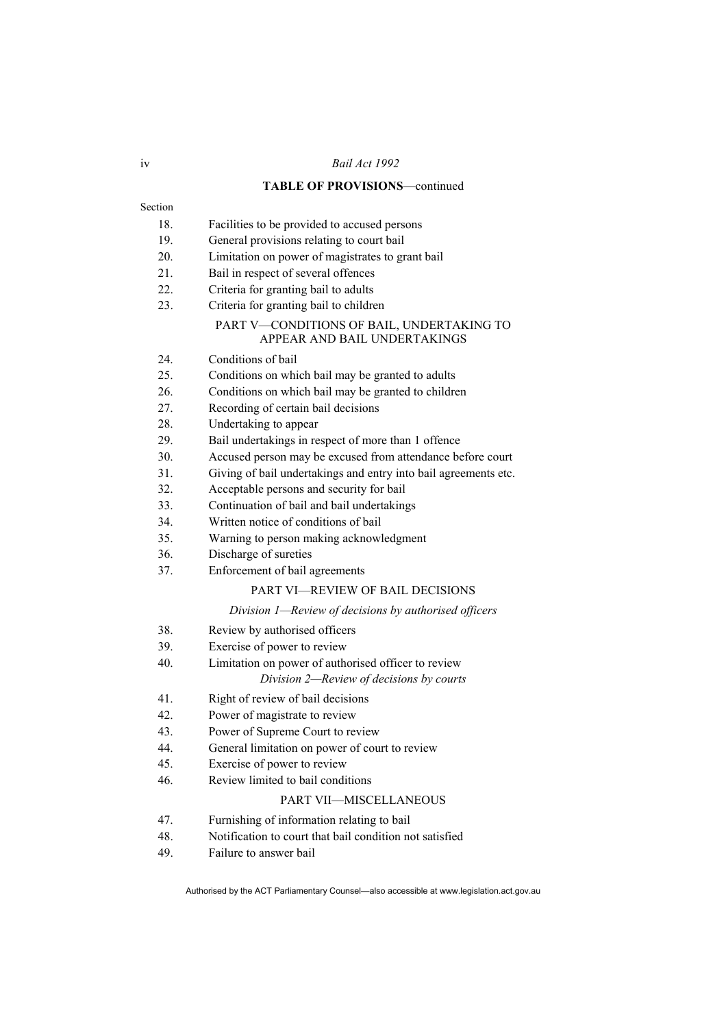**TABLE OF PROVISIONS**—continued

Section

18. Facilities to be provided to accused persons
19. General provisions relating to court bail
20. Limitation on power of magistrates to grant bail
21. Bail in respect of several offences
22. Criteria for granting bail to adults
23. Criteria for granting bail to children

PART V—CONDITIONS OF BAIL, UNDERTAKING TO APPEAR AND BAIL UNDERTAKINGS

24. Conditions of bail
25. Conditions on which bail may be granted to adults
26. Conditions on which bail may be granted to children
27. Recording of certain bail decisions
28. Undertaking to appear
29. Bail undertakings in respect of more than 1 offence
30. Accused person may be excused from attendance before court
31. Giving of bail undertakings and entry into bail agreements etc.
32. Acceptable persons and security for bail
33. Continuation of bail and bail undertakings
34. Written notice of conditions of bail
35. Warning to person making acknowledgment
36. Discharge of sureties
37. Enforcement of bail agreements

PART VI—REVIEW OF BAIL DECISIONS

*Division 1—Review of decisions by authorised officers*

38. Review by authorised officers
39. Exercise of power to review
40. Limitation on power of authorised officer to review

*Division 2—Review of decisions by courts*

41. Right of review of bail decisions
42. Power of magistrate to review
43. Power of Supreme Court to review
44. General limitation on power of court to review
45. Exercise of power to review
46. Review limited to bail conditions

PART VII—MISCELLANEOUS

47. Furnishing of information relating to bail
48. Notification to court that bail condition not satisfied
49. Failure to answer bail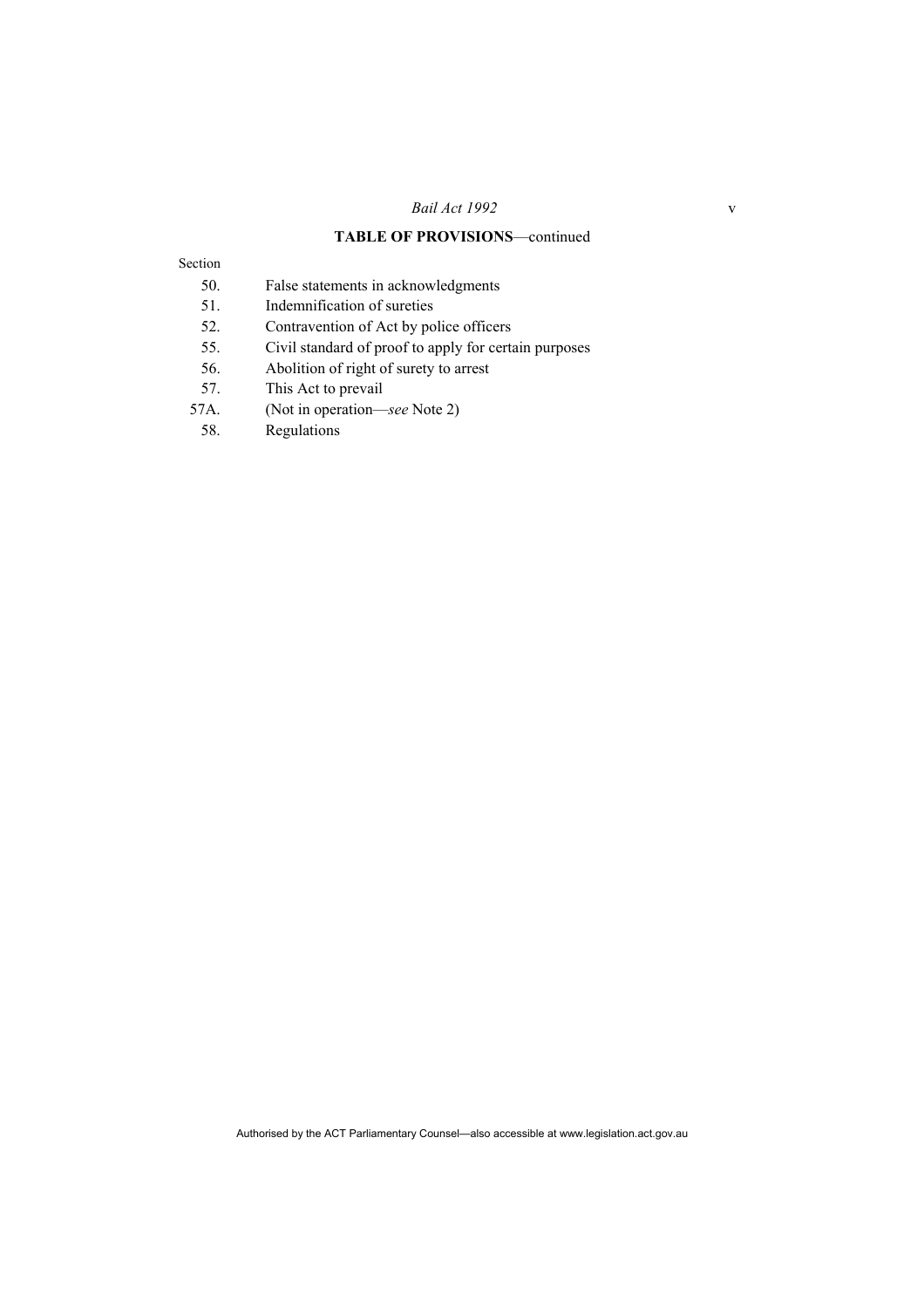**TABLE OF PROVISIONS**—continued

Section

50. False statements in acknowledgments
51. Indemnification of sureties
52. Contravention of Act by police officers
55. Civil standard of proof to apply for certain purposes
56. Abolition of right of surety to arrest
57. This Act to prevail
57A. (Not in operation—*see* Note 2)
58. Regulations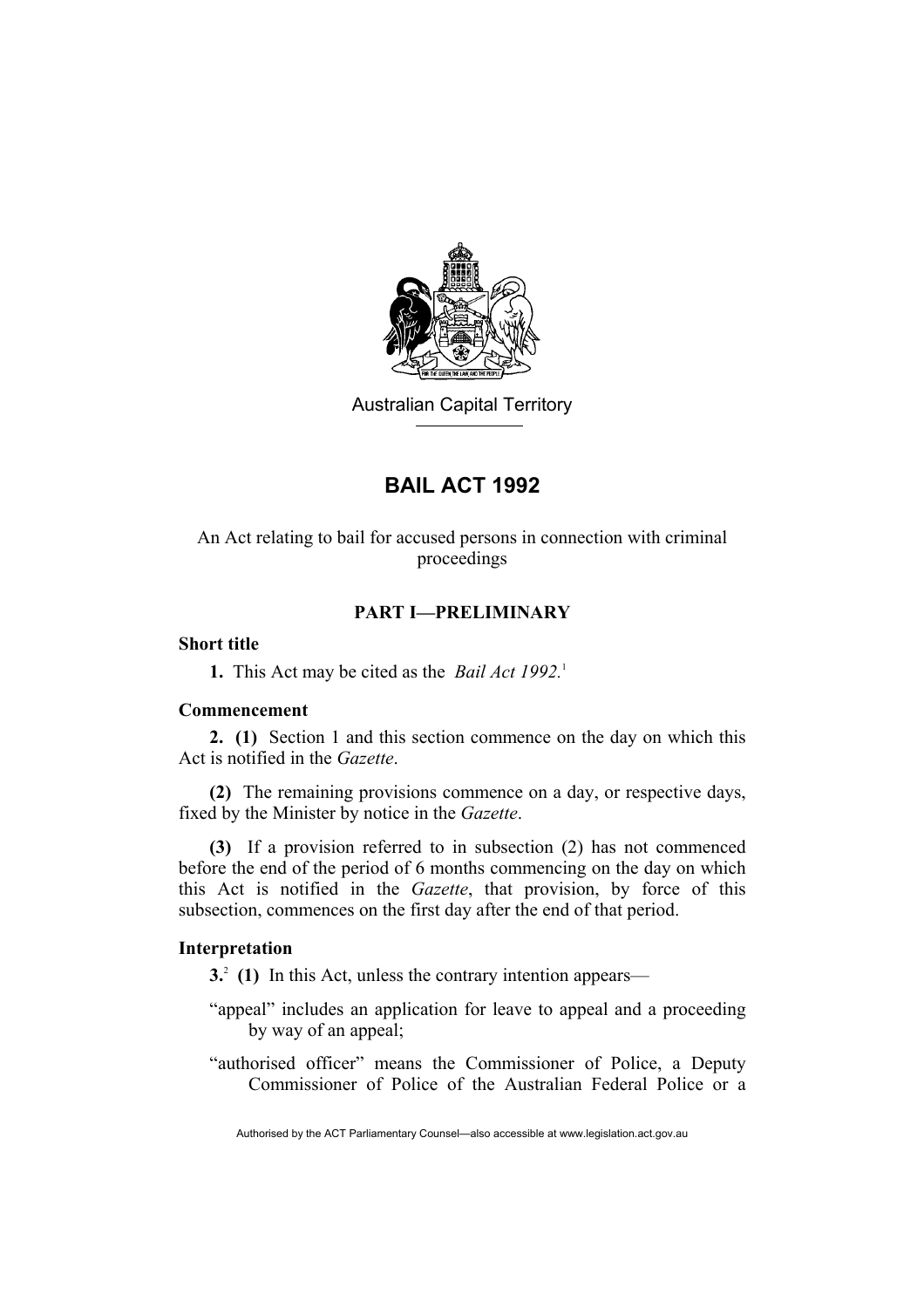Australian Capital Territory

# BAIL ACT 1992

An Act relating to bail for accused persons in connection with criminal proceedings

## PART I—PRELIMINARY

**Short title**

**1.** This Act may be cited as the *Bail Act 1992*.[1]

**Commencement**

**2. (1)** Section 1 and this section commence on the day on which this Act is notified in the *Gazette*.

**(2)** The remaining provisions commence on a day, or respective days, fixed by the Minister by notice in the *Gazette*.

**(3)** If a provision referred to in subsection (2) has not commenced before the end of the period of 6 months commencing on the day on which this Act is notified in the *Gazette*, that provision, by force of this subsection, commences on the first day after the end of that period.

**Interpretation**

**3.**[2] **(1)** In this Act, unless the contrary intention appears—

"appeal" includes an application for leave to appeal and a proceeding by way of an appeal;

"authorised officer" means the Commissioner of Police, a Deputy Commissioner of Police of the Australian Federal Police or a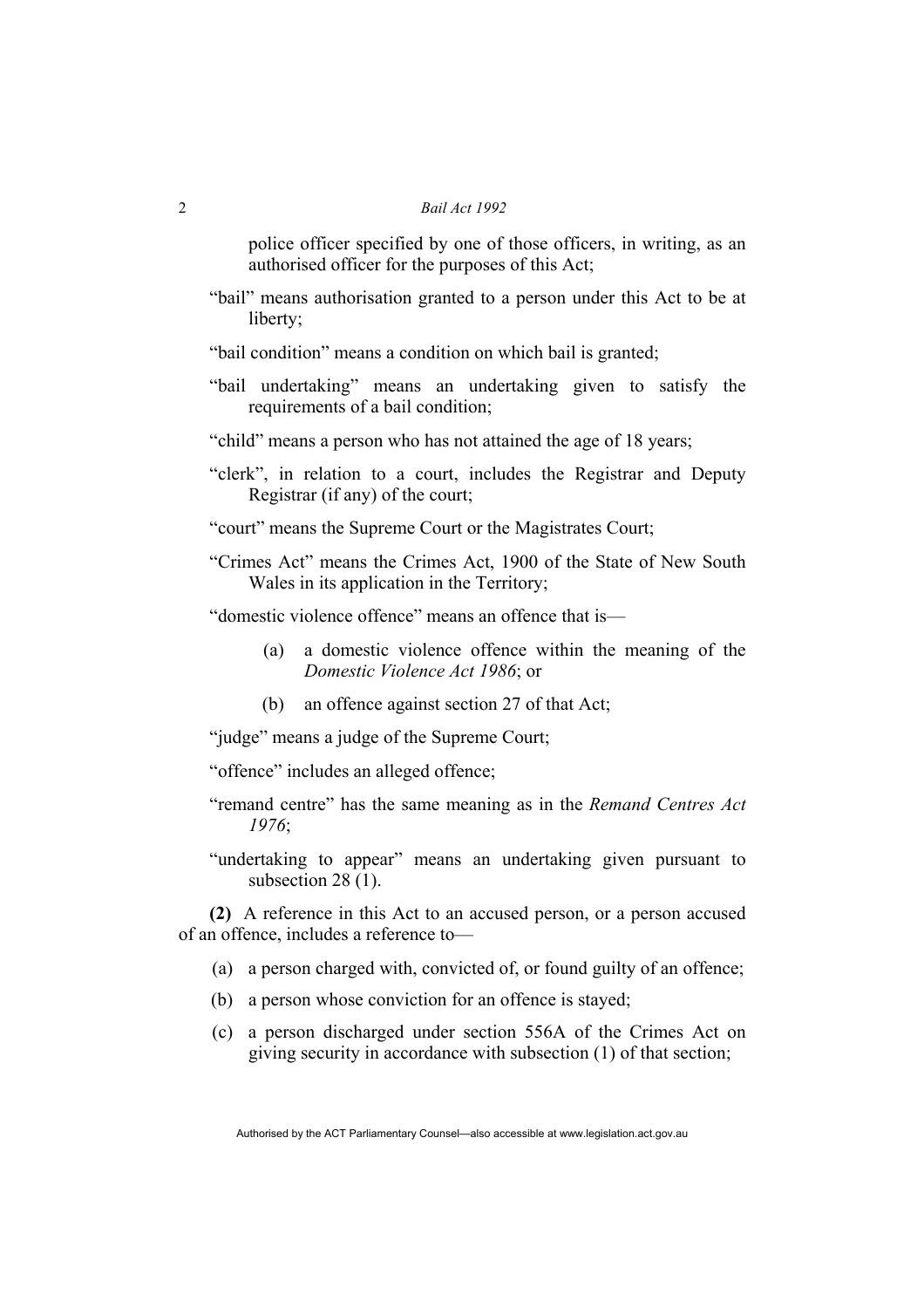police officer specified by one of those officers, in writing, as an authorised officer for the purposes of this Act;

"bail" means authorisation granted to a person under this Act to be at liberty;

"bail condition" means a condition on which bail is granted;

"bail undertaking" means an undertaking given to satisfy the requirements of a bail condition;

"child" means a person who has not attained the age of 18 years;

"clerk", in relation to a court, includes the Registrar and Deputy Registrar (if any) of the court;

"court" means the Supreme Court or the Magistrates Court;

"Crimes Act" means the Crimes Act, 1900 of the State of New South Wales in its application in the Territory;

"domestic violence offence" means an offence that is—

(a) a domestic violence offence within the meaning of the *Domestic Violence Act 1986*; or

(b) an offence against section 27 of that Act;

"judge" means a judge of the Supreme Court;

"offence" includes an alleged offence;

"remand centre" has the same meaning as in the *Remand Centres Act 1976*;

"undertaking to appear" means an undertaking given pursuant to subsection 28 (1).

**(2)** A reference in this Act to an accused person, or a person accused of an offence, includes a reference to—

(a) a person charged with, convicted of, or found guilty of an offence;

(b) a person whose conviction for an offence is stayed;

(c) a person discharged under section 556A of the Crimes Act on giving security in accordance with subsection (1) of that section;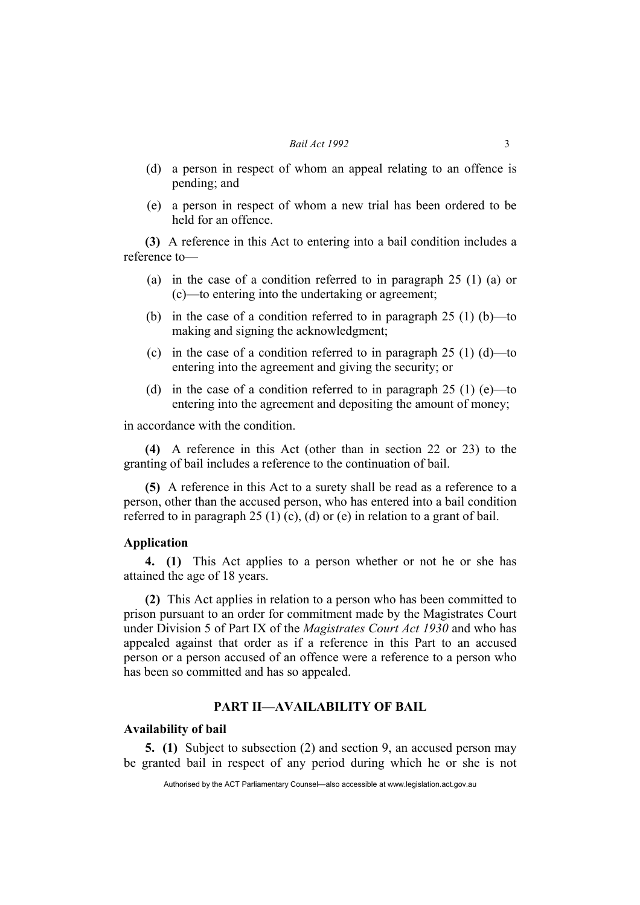(d) a person in respect of whom an appeal relating to an offence is pending; and

(e) a person in respect of whom a new trial has been ordered to be held for an offence.

**(3)** A reference in this Act to entering into a bail condition includes a reference to—

(a) in the case of a condition referred to in paragraph 25 (1) (a) or (c)—to entering into the undertaking or agreement;

(b) in the case of a condition referred to in paragraph 25 (1) (b)—to making and signing the acknowledgment;

(c) in the case of a condition referred to in paragraph 25 (1) (d)—to entering into the agreement and giving the security; or

(d) in the case of a condition referred to in paragraph 25 (1) (e)—to entering into the agreement and depositing the amount of money;

in accordance with the condition.

**(4)** A reference in this Act (other than in section 22 or 23) to the granting of bail includes a reference to the continuation of bail.

**(5)** A reference in this Act to a surety shall be read as a reference to a person, other than the accused person, who has entered into a bail condition referred to in paragraph 25 (1) (c), (d) or (e) in relation to a grant of bail.

### Application

**4. (1)** This Act applies to a person whether or not he or she has attained the age of 18 years.

**(2)** This Act applies in relation to a person who has been committed to prison pursuant to an order for commitment made by the Magistrates Court under Division 5 of Part IX of the *Magistrates Court Act 1930* and who has appealed against that order as if a reference in this Part to an accused person or a person accused of an offence were a reference to a person who has been so committed and has so appealed.

## PART II—AVAILABILITY OF BAIL

### Availability of bail

**5. (1)** Subject to subsection (2) and section 9, an accused person may be granted bail in respect of any period during which he or she is not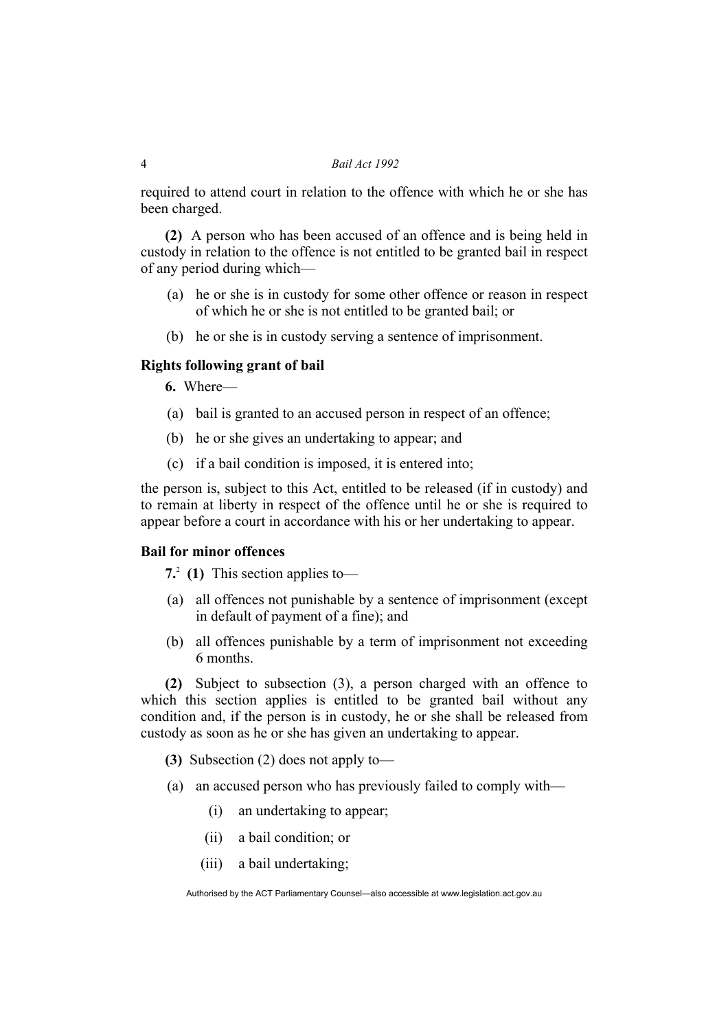required to attend court in relation to the offence with which he or she has been charged.

**(2)** A person who has been accused of an offence and is being held in custody in relation to the offence is not entitled to be granted bail in respect of any period during which—

(a) he or she is in custody for some other offence or reason in respect of which he or she is not entitled to be granted bail; or

(b) he or she is in custody serving a sentence of imprisonment.

### Rights following grant of bail

**6.** Where—

(a) bail is granted to an accused person in respect of an offence;

(b) he or she gives an undertaking to appear; and

(c) if a bail condition is imposed, it is entered into;

the person is, subject to this Act, entitled to be released (if in custody) and to remain at liberty in respect of the offence until he or she is required to appear before a court in accordance with his or her undertaking to appear.

### Bail for minor offences

**7.**[2] **(1)** This section applies to—

(a) all offences not punishable by a sentence of imprisonment (except in default of payment of a fine); and

(b) all offences punishable by a term of imprisonment not exceeding 6 months.

**(2)** Subject to subsection (3), a person charged with an offence to which this section applies is entitled to be granted bail without any condition and, if the person is in custody, he or she shall be released from custody as soon as he or she has given an undertaking to appear.

**(3)** Subsection (2) does not apply to—

(a) an accused person who has previously failed to comply with—

(i) an undertaking to appear;

(ii) a bail condition; or

(iii) a bail undertaking;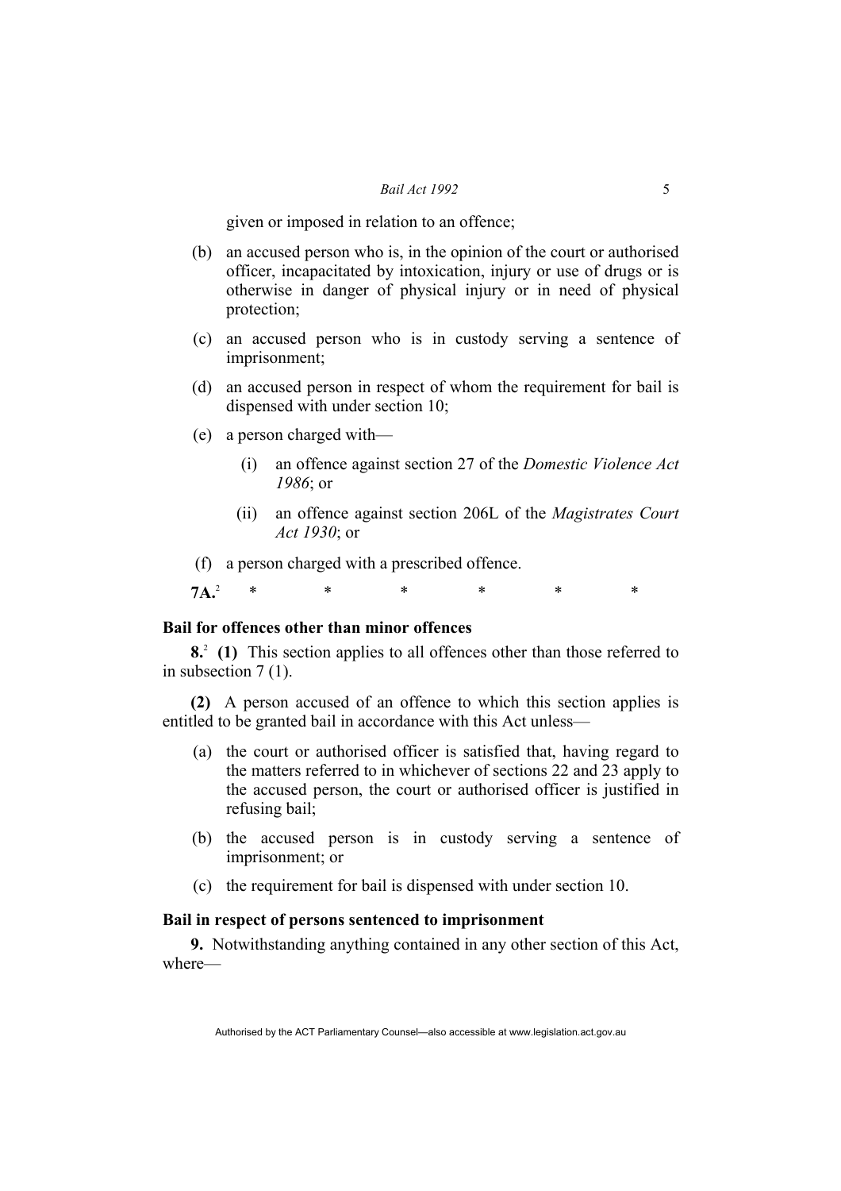given or imposed in relation to an offence;

(b) an accused person who is, in the opinion of the court or authorised officer, incapacitated by intoxication, injury or use of drugs or is otherwise in danger of physical injury or in need of physical protection;

(c) an accused person who is in custody serving a sentence of imprisonment;

(d) an accused person in respect of whom the requirement for bail is dispensed with under section 10;

(e) a person charged with—

(i) an offence against section 27 of the *Domestic Violence Act 1986*; or

(ii) an offence against section 206L of the *Magistrates Court Act 1930*; or

(f) a person charged with a prescribed offence.

**7A.**[2] * * * * * *

### Bail for offences other than minor offences

**8.**[2] **(1)** This section applies to all offences other than those referred to in subsection 7 (1).

**(2)** A person accused of an offence to which this section applies is entitled to be granted bail in accordance with this Act unless—

(a) the court or authorised officer is satisfied that, having regard to the matters referred to in whichever of sections 22 and 23 apply to the accused person, the court or authorised officer is justified in refusing bail;

(b) the accused person is in custody serving a sentence of imprisonment; or

(c) the requirement for bail is dispensed with under section 10.

### Bail in respect of persons sentenced to imprisonment

**9.** Notwithstanding anything contained in any other section of this Act, where—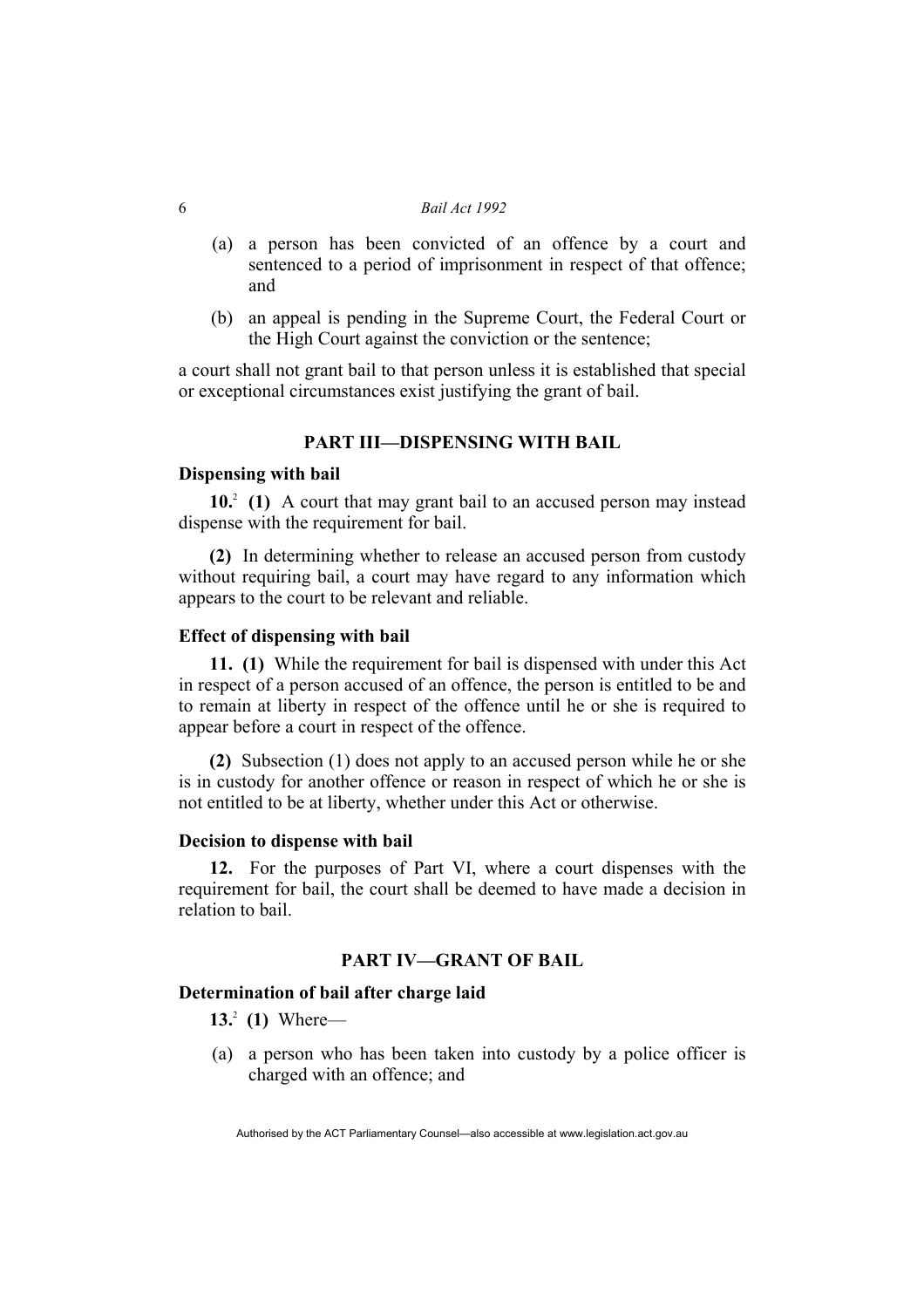(a) a person has been convicted of an offence by a court and sentenced to a period of imprisonment in respect of that offence; and

(b) an appeal is pending in the Supreme Court, the Federal Court or the High Court against the conviction or the sentence;

a court shall not grant bail to that person unless it is established that special or exceptional circumstances exist justifying the grant of bail.

## PART III—DISPENSING WITH BAIL

### Dispensing with bail

**10.**[2] **(1)** A court that may grant bail to an accused person may instead dispense with the requirement for bail.

**(2)** In determining whether to release an accused person from custody without requiring bail, a court may have regard to any information which appears to the court to be relevant and reliable.

### Effect of dispensing with bail

**11. (1)** While the requirement for bail is dispensed with under this Act in respect of a person accused of an offence, the person is entitled to be and to remain at liberty in respect of the offence until he or she is required to appear before a court in respect of the offence.

**(2)** Subsection (1) does not apply to an accused person while he or she is in custody for another offence or reason in respect of which he or she is not entitled to be at liberty, whether under this Act or otherwise.

### Decision to dispense with bail

**12.** For the purposes of Part VI, where a court dispenses with the requirement for bail, the court shall be deemed to have made a decision in relation to bail.

## PART IV—GRANT OF BAIL

### Determination of bail after charge laid

**13.**[2] **(1)** Where—

(a) a person who has been taken into custody by a police officer is charged with an offence; and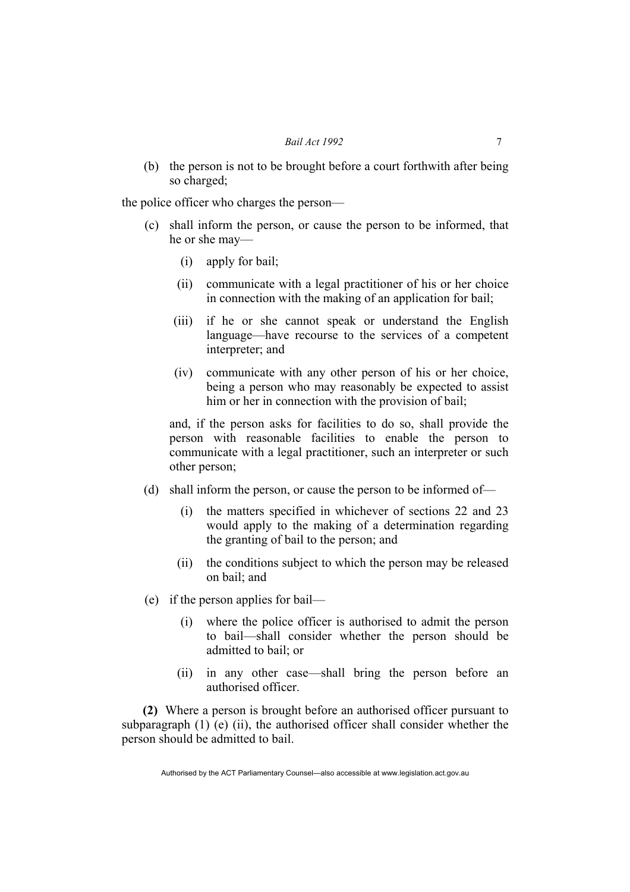(b) the person is not to be brought before a court forthwith after being so charged;

the police officer who charges the person—

(c) shall inform the person, or cause the person to be informed, that he or she may—

   (i) apply for bail;

   (ii) communicate with a legal practitioner of his or her choice in connection with the making of an application for bail;

   (iii) if he or she cannot speak or understand the English language—have recourse to the services of a competent interpreter; and

   (iv) communicate with any other person of his or her choice, being a person who may reasonably be expected to assist him or her in connection with the provision of bail;

   and, if the person asks for facilities to do so, shall provide the person with reasonable facilities to enable the person to communicate with a legal practitioner, such an interpreter or such other person;

(d) shall inform the person, or cause the person to be informed of—

   (i) the matters specified in whichever of sections 22 and 23 would apply to the making of a determination regarding the granting of bail to the person; and

   (ii) the conditions subject to which the person may be released on bail; and

(e) if the person applies for bail—

   (i) where the police officer is authorised to admit the person to bail—shall consider whether the person should be admitted to bail; or

   (ii) in any other case—shall bring the person before an authorised officer.

**(2)** Where a person is brought before an authorised officer pursuant to subparagraph (1) (e) (ii), the authorised officer shall consider whether the person should be admitted to bail.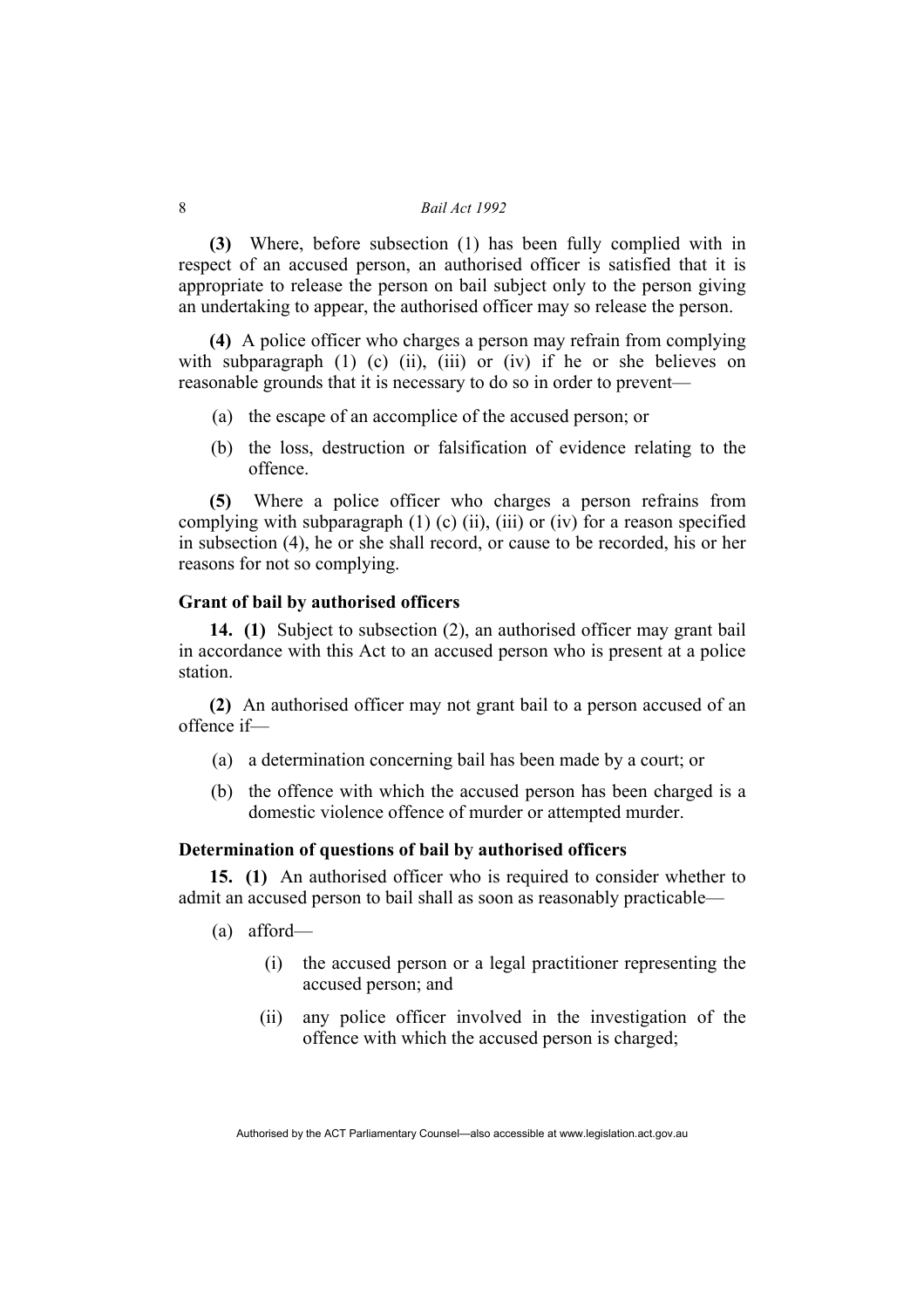**(3)** Where, before subsection (1) has been fully complied with in respect of an accused person, an authorised officer is satisfied that it is appropriate to release the person on bail subject only to the person giving an undertaking to appear, the authorised officer may so release the person.

**(4)** A police officer who charges a person may refrain from complying with subparagraph (1) (c) (ii), (iii) or (iv) if he or she believes on reasonable grounds that it is necessary to do so in order to prevent—

(a) the escape of an accomplice of the accused person; or

(b) the loss, destruction or falsification of evidence relating to the offence.

**(5)** Where a police officer who charges a person refrains from complying with subparagraph (1) (c) (ii), (iii) or (iv) for a reason specified in subsection (4), he or she shall record, or cause to be recorded, his or her reasons for not so complying.

### Grant of bail by authorised officers

**14. (1)** Subject to subsection (2), an authorised officer may grant bail in accordance with this Act to an accused person who is present at a police station.

**(2)** An authorised officer may not grant bail to a person accused of an offence if—

(a) a determination concerning bail has been made by a court; or

(b) the offence with which the accused person has been charged is a domestic violence offence of murder or attempted murder.

### Determination of questions of bail by authorised officers

**15. (1)** An authorised officer who is required to consider whether to admit an accused person to bail shall as soon as reasonably practicable—

(a) afford—

(i) the accused person or a legal practitioner representing the accused person; and

(ii) any police officer involved in the investigation of the offence with which the accused person is charged;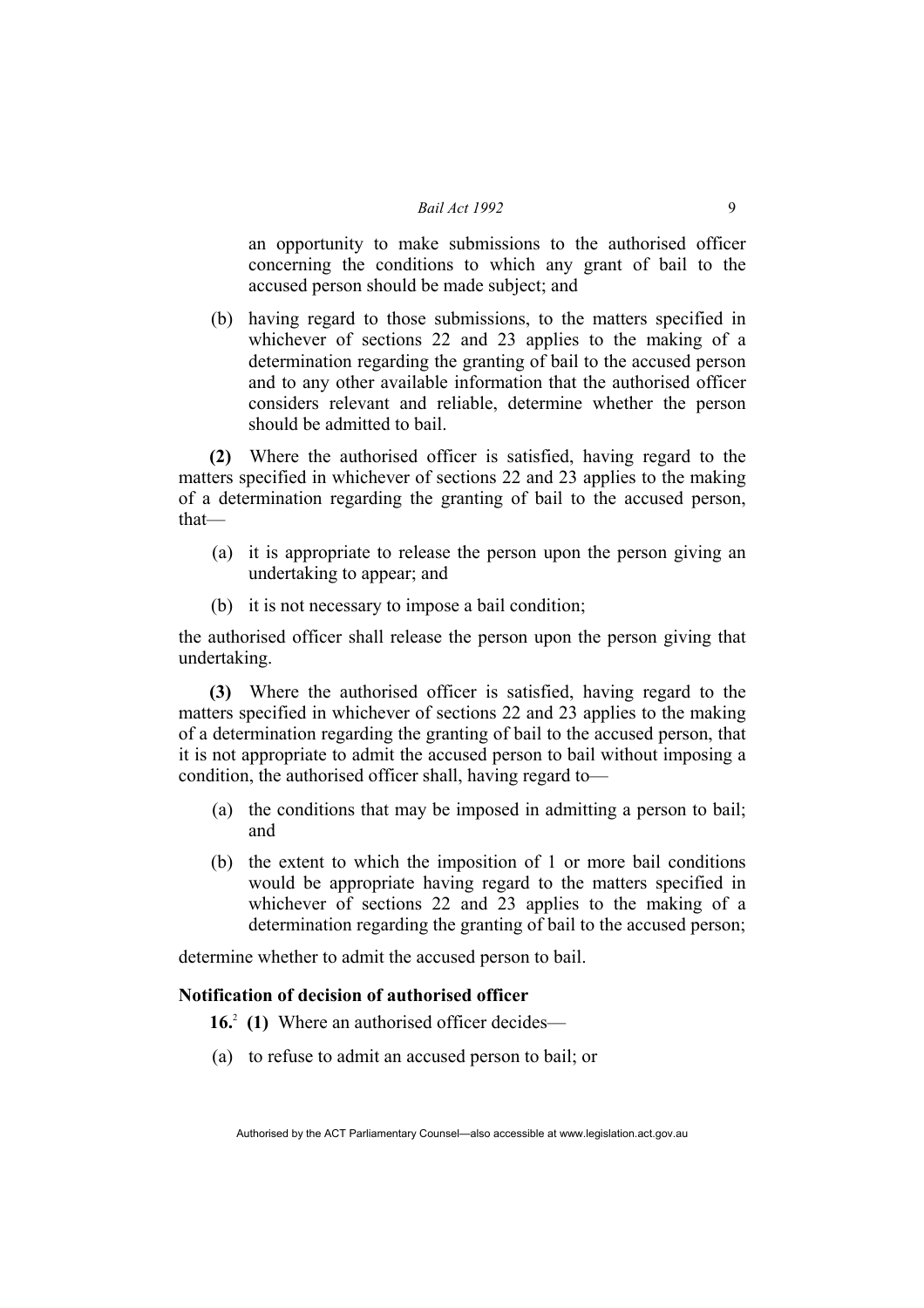an opportunity to make submissions to the authorised officer concerning the conditions to which any grant of bail to the accused person should be made subject; and

(b) having regard to those submissions, to the matters specified in whichever of sections 22 and 23 applies to the making of a determination regarding the granting of bail to the accused person and to any other available information that the authorised officer considers relevant and reliable, determine whether the person should be admitted to bail.

**(2)** Where the authorised officer is satisfied, having regard to the matters specified in whichever of sections 22 and 23 applies to the making of a determination regarding the granting of bail to the accused person, that—

(a) it is appropriate to release the person upon the person giving an undertaking to appear; and

(b) it is not necessary to impose a bail condition;

the authorised officer shall release the person upon the person giving that undertaking.

**(3)** Where the authorised officer is satisfied, having regard to the matters specified in whichever of sections 22 and 23 applies to the making of a determination regarding the granting of bail to the accused person, that it is not appropriate to admit the accused person to bail without imposing a condition, the authorised officer shall, having regard to—

(a) the conditions that may be imposed in admitting a person to bail; and

(b) the extent to which the imposition of 1 or more bail conditions would be appropriate having regard to the matters specified in whichever of sections 22 and 23 applies to the making of a determination regarding the granting of bail to the accused person;

determine whether to admit the accused person to bail.

### Notification of decision of authorised officer

**16.**[2] **(1)** Where an authorised officer decides—

(a) to refuse to admit an accused person to bail; or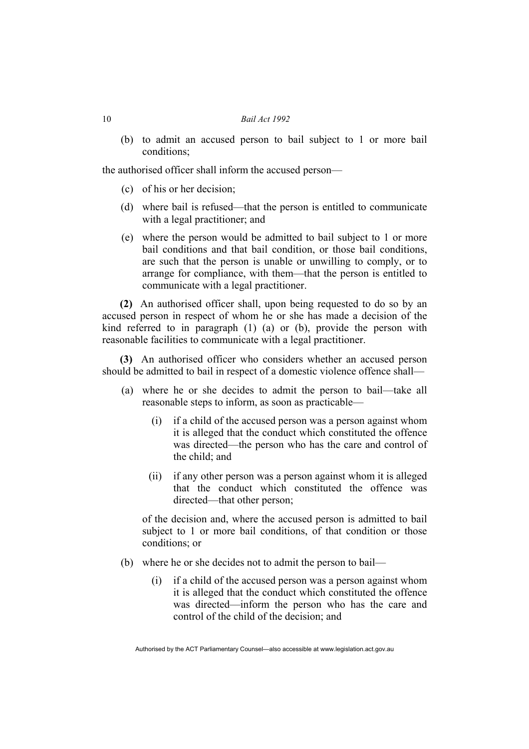(b) to admit an accused person to bail subject to 1 or more bail conditions;

the authorised officer shall inform the accused person—

(c) of his or her decision;

(d) where bail is refused—that the person is entitled to communicate with a legal practitioner; and

(e) where the person would be admitted to bail subject to 1 or more bail conditions and that bail condition, or those bail conditions, are such that the person is unable or unwilling to comply, or to arrange for compliance, with them—that the person is entitled to communicate with a legal practitioner.

**(2)** An authorised officer shall, upon being requested to do so by an accused person in respect of whom he or she has made a decision of the kind referred to in paragraph (1) (a) or (b), provide the person with reasonable facilities to communicate with a legal practitioner.

**(3)** An authorised officer who considers whether an accused person should be admitted to bail in respect of a domestic violence offence shall—

(a) where he or she decides to admit the person to bail—take all reasonable steps to inform, as soon as practicable—

(i) if a child of the accused person was a person against whom it is alleged that the conduct which constituted the offence was directed—the person who has the care and control of the child; and

(ii) if any other person was a person against whom it is alleged that the conduct which constituted the offence was directed—that other person;

of the decision and, where the accused person is admitted to bail subject to 1 or more bail conditions, of that condition or those conditions; or

(b) where he or she decides not to admit the person to bail—

(i) if a child of the accused person was a person against whom it is alleged that the conduct which constituted the offence was directed—inform the person who has the care and control of the child of the decision; and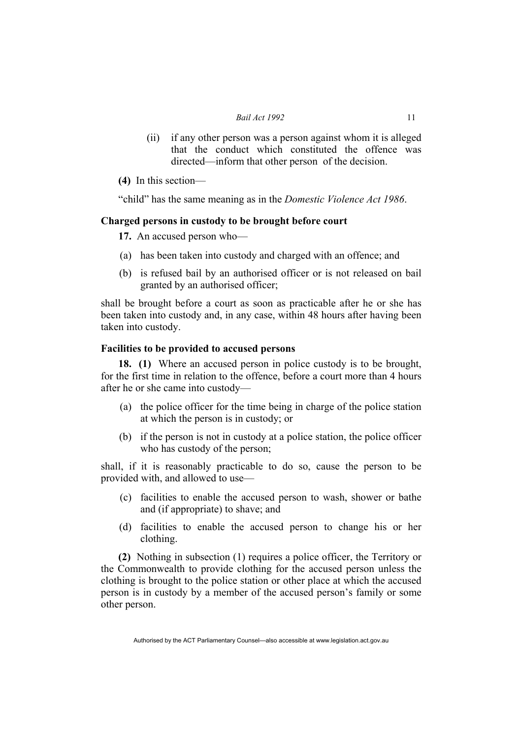(ii) if any other person was a person against whom it is alleged that the conduct which constituted the offence was directed—inform that other person of the decision.

**(4)** In this section—

"child" has the same meaning as in the *Domestic Violence Act 1986*.

### Charged persons in custody to be brought before court

**17.** An accused person who—

(a) has been taken into custody and charged with an offence; and

(b) is refused bail by an authorised officer or is not released on bail granted by an authorised officer;

shall be brought before a court as soon as practicable after he or she has been taken into custody and, in any case, within 48 hours after having been taken into custody.

### Facilities to be provided to accused persons

**18. (1)** Where an accused person in police custody is to be brought, for the first time in relation to the offence, before a court more than 4 hours after he or she came into custody—

(a) the police officer for the time being in charge of the police station at which the person is in custody; or

(b) if the person is not in custody at a police station, the police officer who has custody of the person;

shall, if it is reasonably practicable to do so, cause the person to be provided with, and allowed to use—

(c) facilities to enable the accused person to wash, shower or bathe and (if appropriate) to shave; and

(d) facilities to enable the accused person to change his or her clothing.

**(2)** Nothing in subsection (1) requires a police officer, the Territory or the Commonwealth to provide clothing for the accused person unless the clothing is brought to the police station or other place at which the accused person is in custody by a member of the accused person's family or some other person.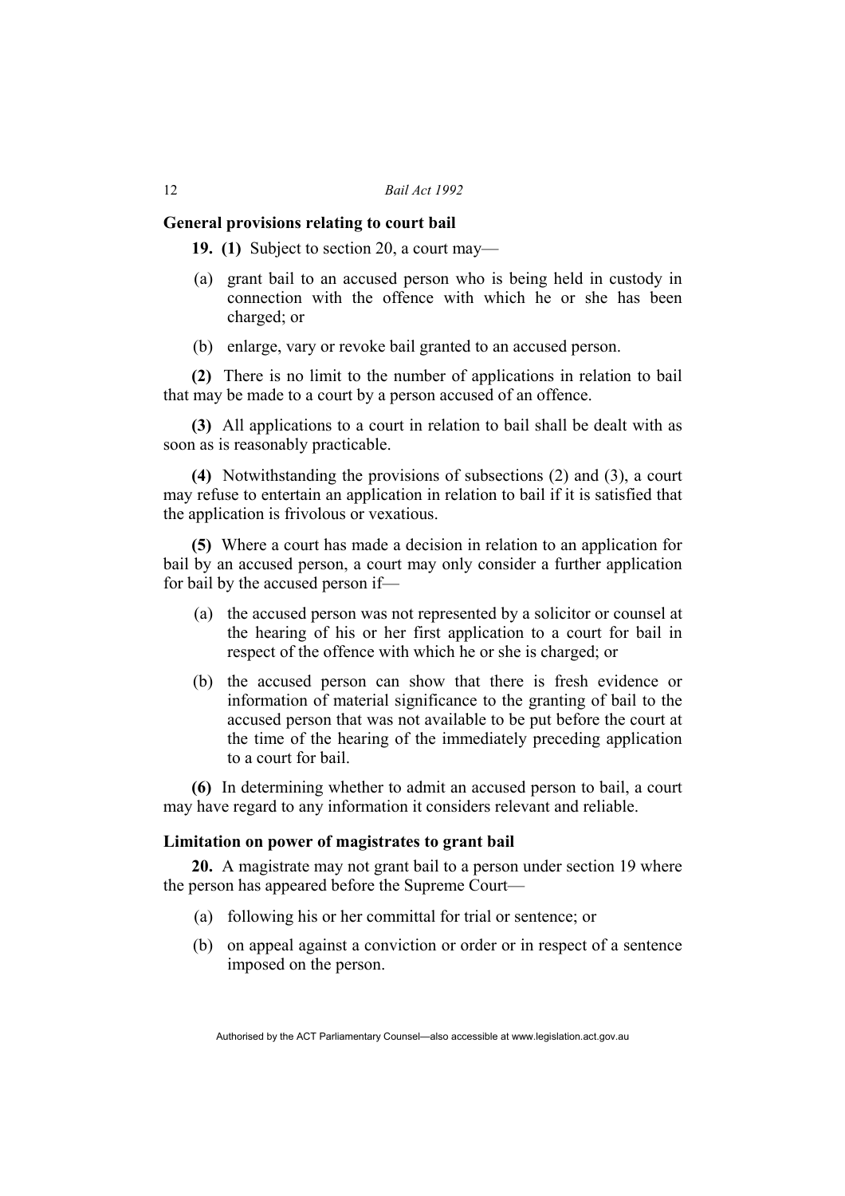### General provisions relating to court bail

**19. (1)** Subject to section 20, a court may—

(a) grant bail to an accused person who is being held in custody in connection with the offence with which he or she has been charged; or

(b) enlarge, vary or revoke bail granted to an accused person.

**(2)** There is no limit to the number of applications in relation to bail that may be made to a court by a person accused of an offence.

**(3)** All applications to a court in relation to bail shall be dealt with as soon as is reasonably practicable.

**(4)** Notwithstanding the provisions of subsections (2) and (3), a court may refuse to entertain an application in relation to bail if it is satisfied that the application is frivolous or vexatious.

**(5)** Where a court has made a decision in relation to an application for bail by an accused person, a court may only consider a further application for bail by the accused person if—

(a) the accused person was not represented by a solicitor or counsel at the hearing of his or her first application to a court for bail in respect of the offence with which he or she is charged; or

(b) the accused person can show that there is fresh evidence or information of material significance to the granting of bail to the accused person that was not available to be put before the court at the time of the hearing of the immediately preceding application to a court for bail.

**(6)** In determining whether to admit an accused person to bail, a court may have regard to any information it considers relevant and reliable.

### Limitation on power of magistrates to grant bail

**20.** A magistrate may not grant bail to a person under section 19 where the person has appeared before the Supreme Court—

(a) following his or her committal for trial or sentence; or

(b) on appeal against a conviction or order or in respect of a sentence imposed on the person.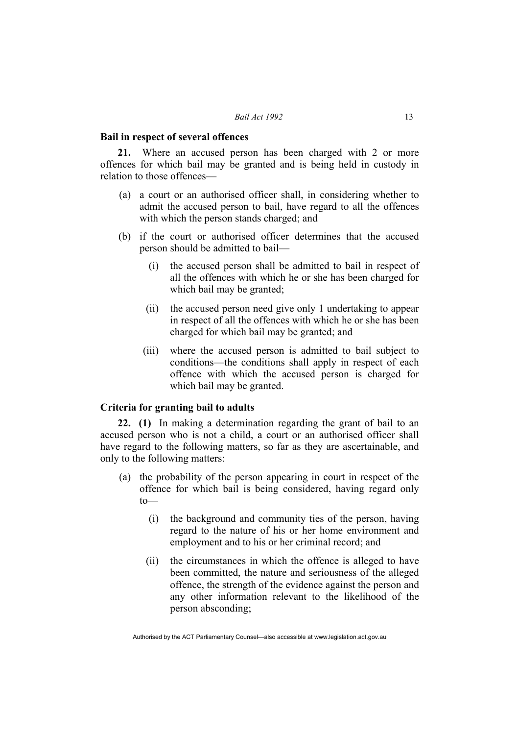### Bail in respect of several offences

**21.** Where an accused person has been charged with 2 or more offences for which bail may be granted and is being held in custody in relation to those offences—

- (a) a court or an authorised officer shall, in considering whether to admit the accused person to bail, have regard to all the offences with which the person stands charged; and
- (b) if the court or authorised officer determines that the accused person should be admitted to bail—
  - (i) the accused person shall be admitted to bail in respect of all the offences with which he or she has been charged for which bail may be granted;
  - (ii) the accused person need give only 1 undertaking to appear in respect of all the offences with which he or she has been charged for which bail may be granted; and
  - (iii) where the accused person is admitted to bail subject to conditions—the conditions shall apply in respect of each offence with which the accused person is charged for which bail may be granted.

### Criteria for granting bail to adults

**22. (1)** In making a determination regarding the grant of bail to an accused person who is not a child, a court or an authorised officer shall have regard to the following matters, so far as they are ascertainable, and only to the following matters:

- (a) the probability of the person appearing in court in respect of the offence for which bail is being considered, having regard only to—
  - (i) the background and community ties of the person, having regard to the nature of his or her home environment and employment and to his or her criminal record; and
  - (ii) the circumstances in which the offence is alleged to have been committed, the nature and seriousness of the alleged offence, the strength of the evidence against the person and any other information relevant to the likelihood of the person absconding;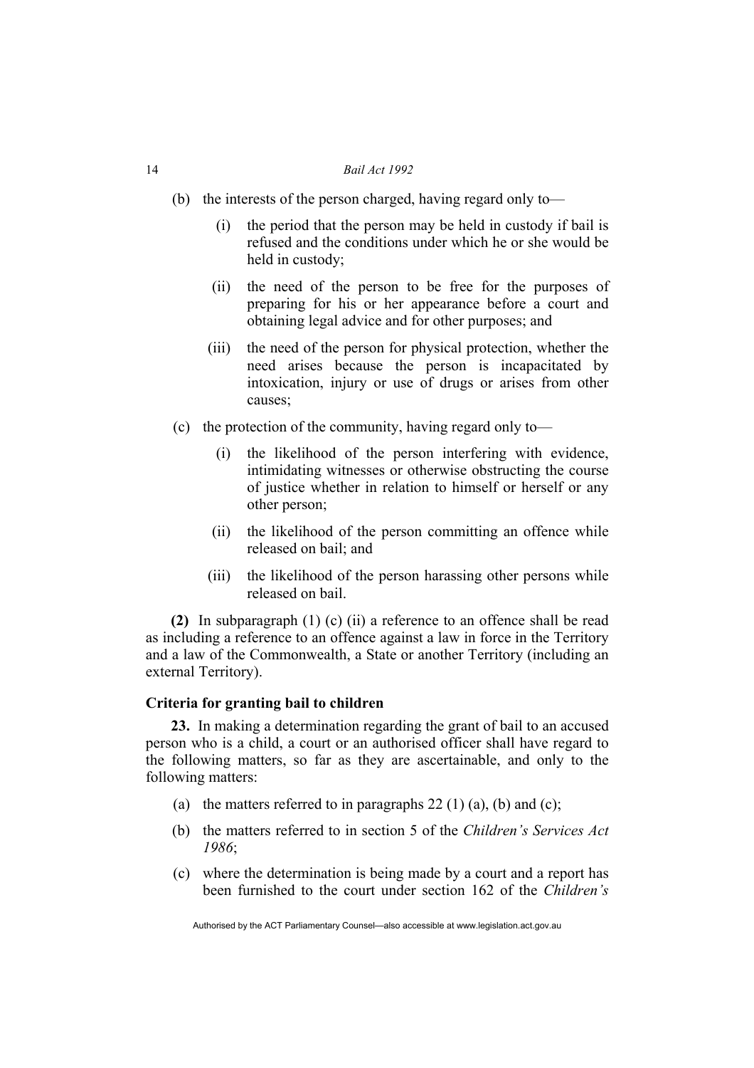(b) the interests of the person charged, having regard only to—

   (i) the period that the person may be held in custody if bail is refused and the conditions under which he or she would be held in custody;

   (ii) the need of the person to be free for the purposes of preparing for his or her appearance before a court and obtaining legal advice and for other purposes; and

   (iii) the need of the person for physical protection, whether the need arises because the person is incapacitated by intoxication, injury or use of drugs or arises from other causes;

(c) the protection of the community, having regard only to—

   (i) the likelihood of the person interfering with evidence, intimidating witnesses or otherwise obstructing the course of justice whether in relation to himself or herself or any other person;

   (ii) the likelihood of the person committing an offence while released on bail; and

   (iii) the likelihood of the person harassing other persons while released on bail.

**(2)** In subparagraph (1) (c) (ii) a reference to an offence shall be read as including a reference to an offence against a law in force in the Territory and a law of the Commonwealth, a State or another Territory (including an external Territory).

**Criteria for granting bail to children**

**23.** In making a determination regarding the grant of bail to an accused person who is a child, a court or an authorised officer shall have regard to the following matters, so far as they are ascertainable, and only to the following matters:

(a) the matters referred to in paragraphs 22 (1) (a), (b) and (c);

(b) the matters referred to in section 5 of the *Children's Services Act 1986*;

(c) where the determination is being made by a court and a report has been furnished to the court under section 162 of the *Children's*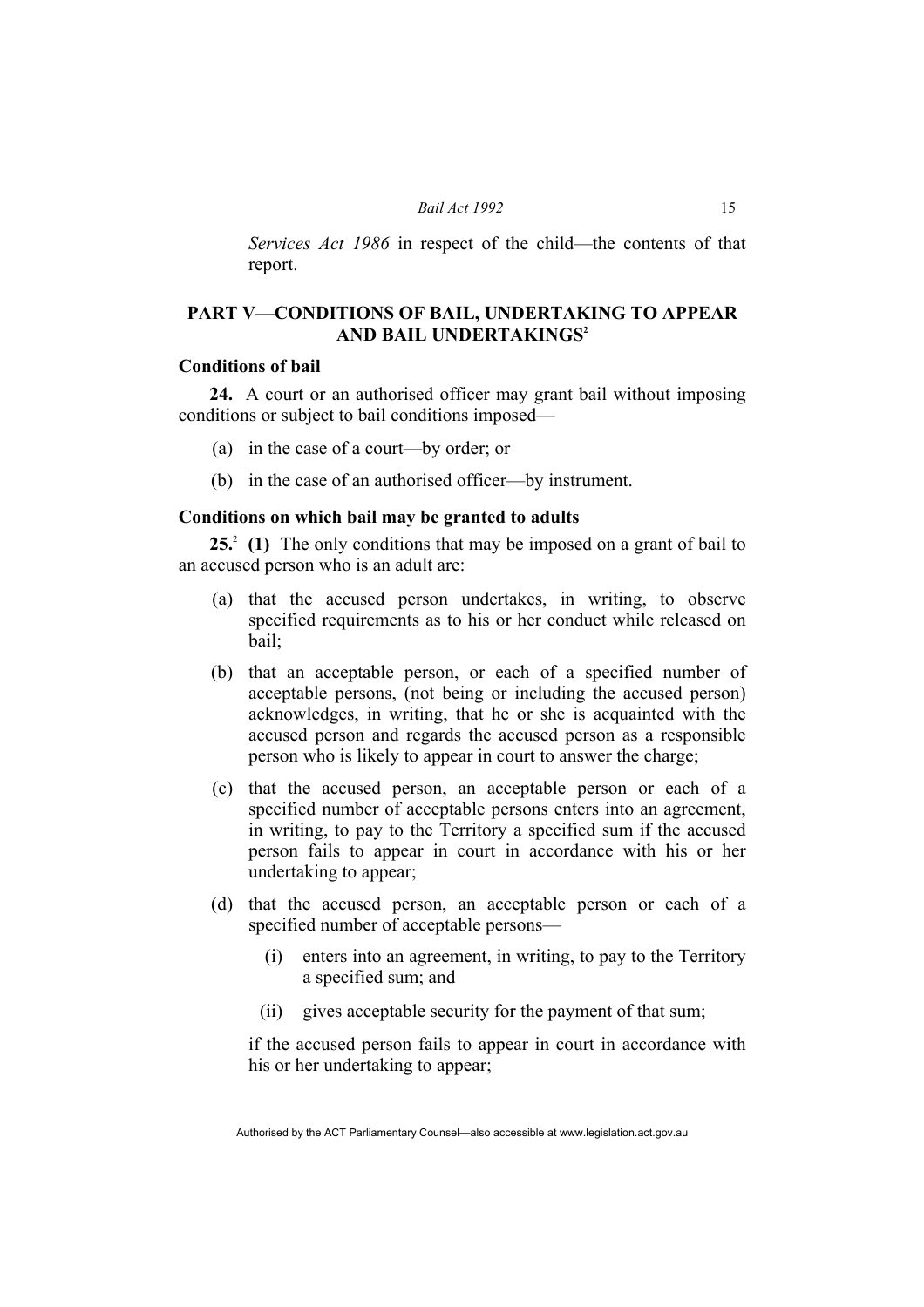*Services Act 1986* in respect of the child—the contents of that report.

## PART V—CONDITIONS OF BAIL, UNDERTAKING TO APPEAR AND BAIL UNDERTAKINGS[2]

### Conditions of bail

**24.** A court or an authorised officer may grant bail without imposing conditions or subject to bail conditions imposed—

(a) in the case of a court—by order; or

(b) in the case of an authorised officer—by instrument.

### Conditions on which bail may be granted to adults

**25.**[2] **(1)** The only conditions that may be imposed on a grant of bail to an accused person who is an adult are:

(a) that the accused person undertakes, in writing, to observe specified requirements as to his or her conduct while released on bail;

(b) that an acceptable person, or each of a specified number of acceptable persons, (not being or including the accused person) acknowledges, in writing, that he or she is acquainted with the accused person and regards the accused person as a responsible person who is likely to appear in court to answer the charge;

(c) that the accused person, an acceptable person or each of a specified number of acceptable persons enters into an agreement, in writing, to pay to the Territory a specified sum if the accused person fails to appear in court in accordance with his or her undertaking to appear;

(d) that the accused person, an acceptable person or each of a specified number of acceptable persons—

  (i) enters into an agreement, in writing, to pay to the Territory a specified sum; and

  (ii) gives acceptable security for the payment of that sum;

if the accused person fails to appear in court in accordance with his or her undertaking to appear;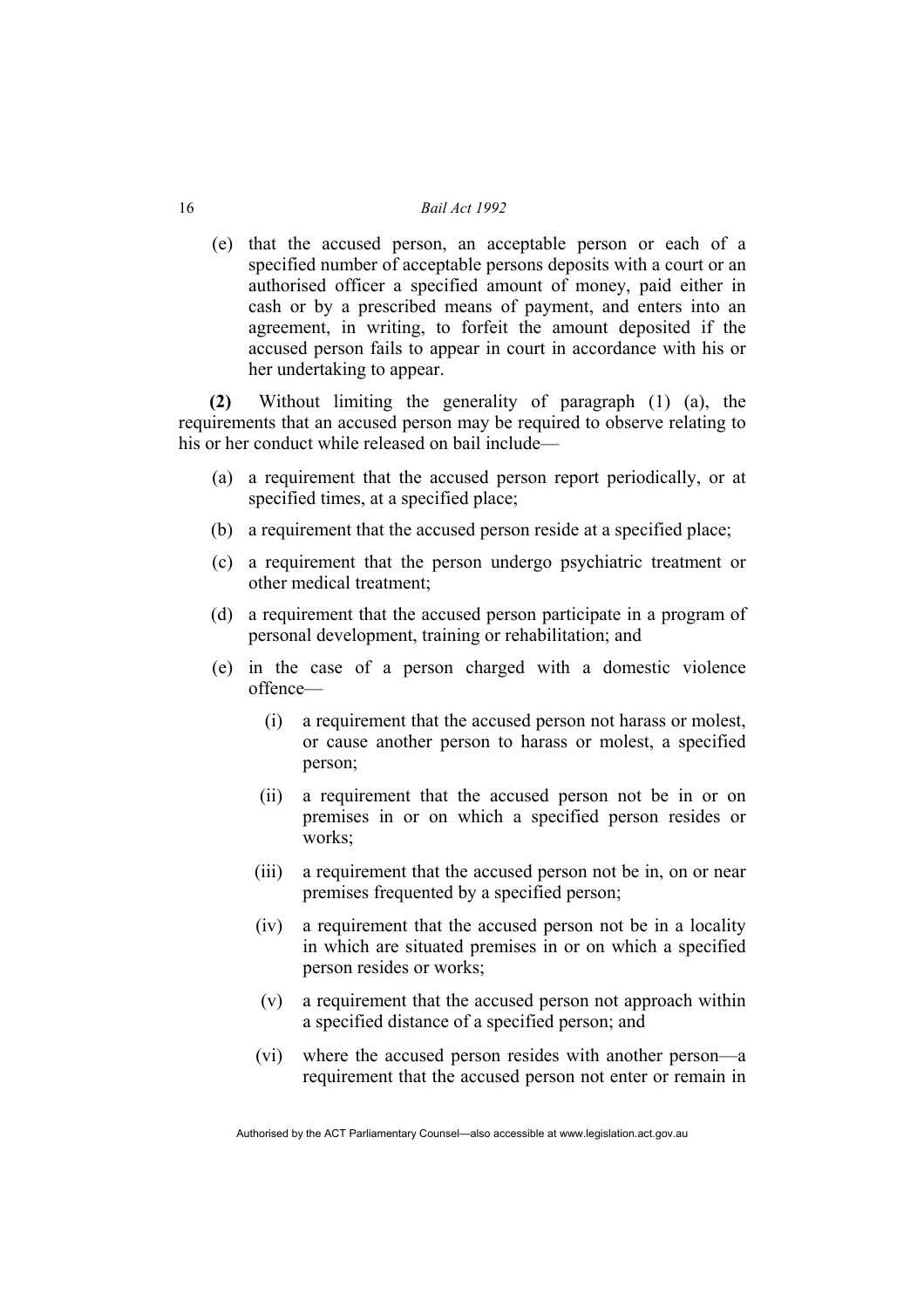(e) that the accused person, an acceptable person or each of a specified number of acceptable persons deposits with a court or an authorised officer a specified amount of money, paid either in cash or by a prescribed means of payment, and enters into an agreement, in writing, to forfeit the amount deposited if the accused person fails to appear in court in accordance with his or her undertaking to appear.

**(2)** Without limiting the generality of paragraph (1) (a), the requirements that an accused person may be required to observe relating to his or her conduct while released on bail include—

(a) a requirement that the accused person report periodically, or at specified times, at a specified place;

(b) a requirement that the accused person reside at a specified place;

(c) a requirement that the person undergo psychiatric treatment or other medical treatment;

(d) a requirement that the accused person participate in a program of personal development, training or rehabilitation; and

(e) in the case of a person charged with a domestic violence offence—

(i) a requirement that the accused person not harass or molest, or cause another person to harass or molest, a specified person;

(ii) a requirement that the accused person not be in or on premises in or on which a specified person resides or works;

(iii) a requirement that the accused person not be in, on or near premises frequented by a specified person;

(iv) a requirement that the accused person not be in a locality in which are situated premises in or on which a specified person resides or works;

(v) a requirement that the accused person not approach within a specified distance of a specified person; and

(vi) where the accused person resides with another person—a requirement that the accused person not enter or remain in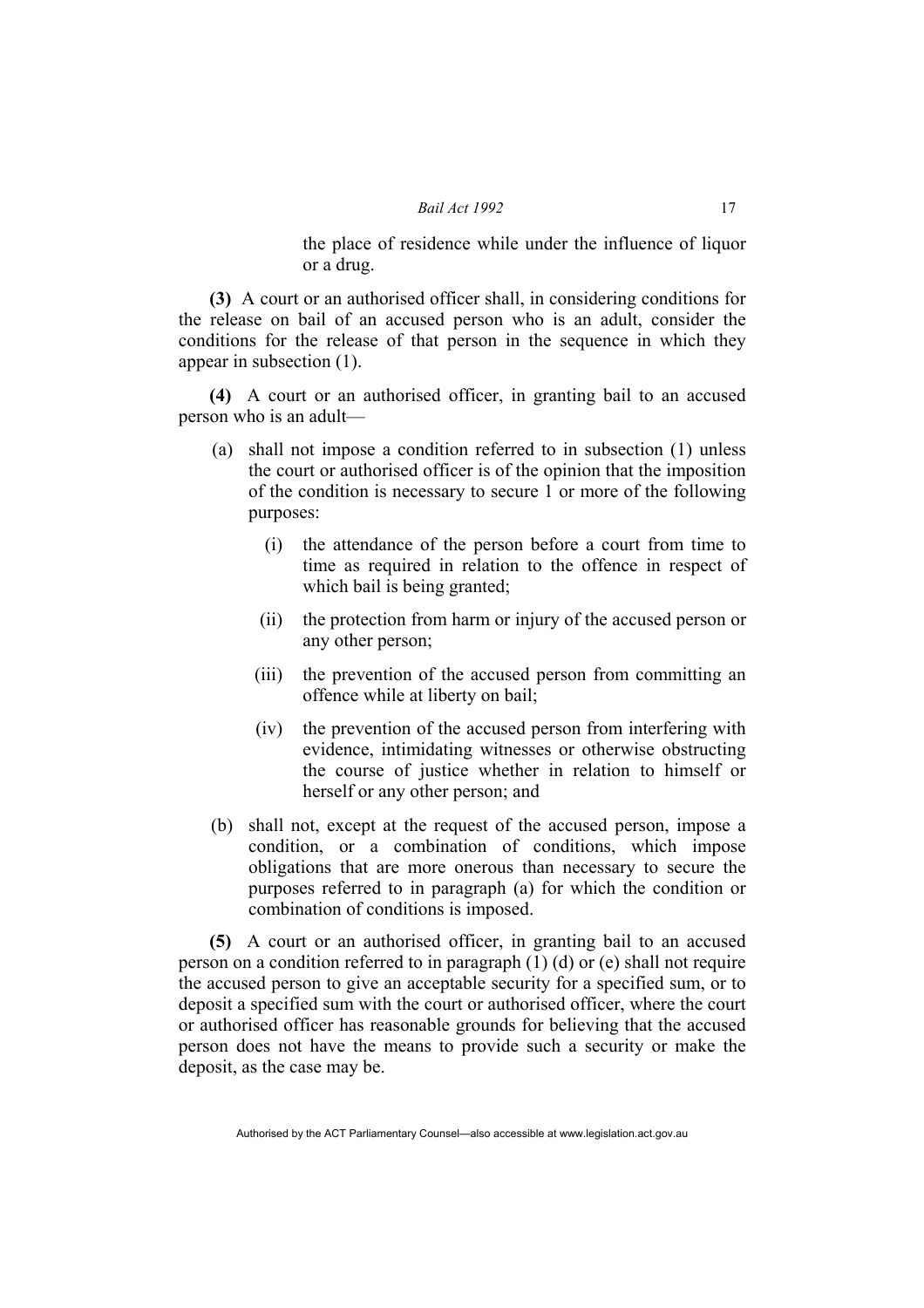the place of residence while under the influence of liquor or a drug.

**(3)** A court or an authorised officer shall, in considering conditions for the release on bail of an accused person who is an adult, consider the conditions for the release of that person in the sequence in which they appear in subsection (1).

**(4)** A court or an authorised officer, in granting bail to an accused person who is an adult—

(a) shall not impose a condition referred to in subsection (1) unless the court or authorised officer is of the opinion that the imposition of the condition is necessary to secure 1 or more of the following purposes:

(i) the attendance of the person before a court from time to time as required in relation to the offence in respect of which bail is being granted;

(ii) the protection from harm or injury of the accused person or any other person;

(iii) the prevention of the accused person from committing an offence while at liberty on bail;

(iv) the prevention of the accused person from interfering with evidence, intimidating witnesses or otherwise obstructing the course of justice whether in relation to himself or herself or any other person; and

(b) shall not, except at the request of the accused person, impose a condition, or a combination of conditions, which impose obligations that are more onerous than necessary to secure the purposes referred to in paragraph (a) for which the condition or combination of conditions is imposed.

**(5)** A court or an authorised officer, in granting bail to an accused person on a condition referred to in paragraph (1) (d) or (e) shall not require the accused person to give an acceptable security for a specified sum, or to deposit a specified sum with the court or authorised officer, where the court or authorised officer has reasonable grounds for believing that the accused person does not have the means to provide such a security or make the deposit, as the case may be.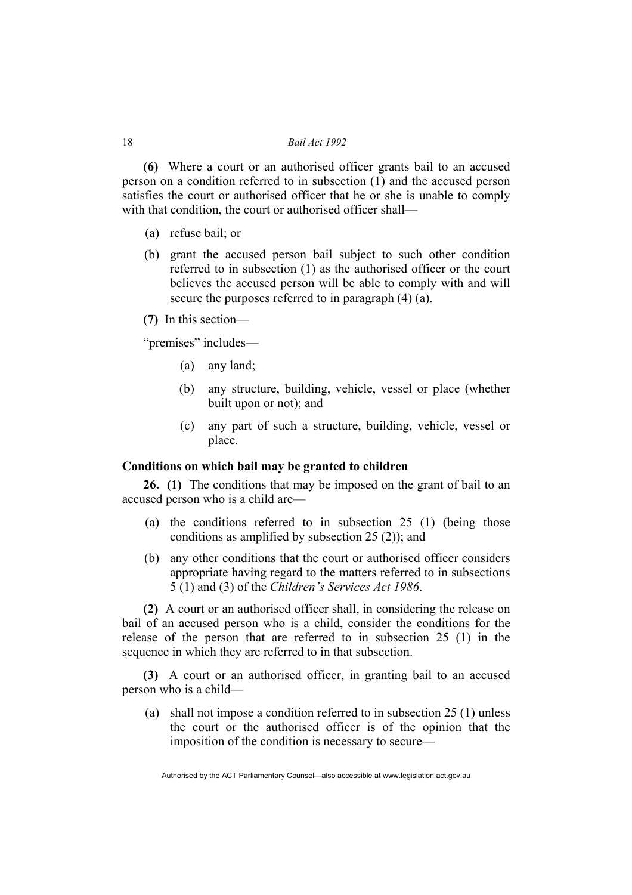**(6)** Where a court or an authorised officer grants bail to an accused person on a condition referred to in subsection (1) and the accused person satisfies the court or authorised officer that he or she is unable to comply with that condition, the court or authorised officer shall—

- (a) refuse bail; or
- (b) grant the accused person bail subject to such other condition referred to in subsection (1) as the authorised officer or the court believes the accused person will be able to comply with and will secure the purposes referred to in paragraph (4) (a).

**(7)** In this section—

"premises" includes—

- (a) any land;
- (b) any structure, building, vehicle, vessel or place (whether built upon or not); and
- (c) any part of such a structure, building, vehicle, vessel or place.

### Conditions on which bail may be granted to children

**26. (1)** The conditions that may be imposed on the grant of bail to an accused person who is a child are—

- (a) the conditions referred to in subsection 25 (1) (being those conditions as amplified by subsection 25 (2)); and
- (b) any other conditions that the court or authorised officer considers appropriate having regard to the matters referred to in subsections 5 (1) and (3) of the *Children's Services Act 1986*.

**(2)** A court or an authorised officer shall, in considering the release on bail of an accused person who is a child, consider the conditions for the release of the person that are referred to in subsection 25 (1) in the sequence in which they are referred to in that subsection.

**(3)** A court or an authorised officer, in granting bail to an accused person who is a child—

- (a) shall not impose a condition referred to in subsection 25 (1) unless the court or the authorised officer is of the opinion that the imposition of the condition is necessary to secure—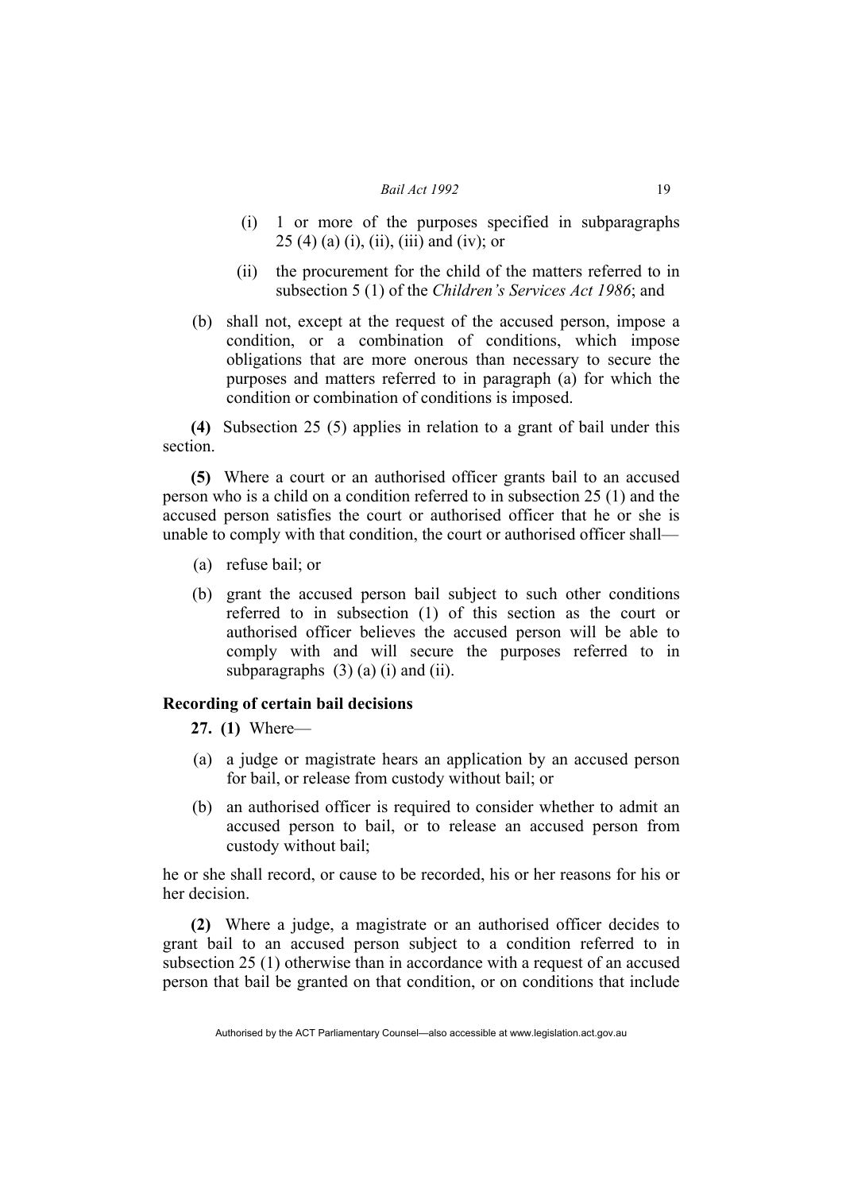(i) 1 or more of the purposes specified in subparagraphs 25 (4) (a) (i), (ii), (iii) and (iv); or

(ii) the procurement for the child of the matters referred to in subsection 5 (1) of the *Children's Services Act 1986*; and

(b) shall not, except at the request of the accused person, impose a condition, or a combination of conditions, which impose obligations that are more onerous than necessary to secure the purposes and matters referred to in paragraph (a) for which the condition or combination of conditions is imposed.

**(4)** Subsection 25 (5) applies in relation to a grant of bail under this section.

**(5)** Where a court or an authorised officer grants bail to an accused person who is a child on a condition referred to in subsection 25 (1) and the accused person satisfies the court or authorised officer that he or she is unable to comply with that condition, the court or authorised officer shall—

(a) refuse bail; or

(b) grant the accused person bail subject to such other conditions referred to in subsection (1) of this section as the court or authorised officer believes the accused person will be able to comply with and will secure the purposes referred to in subparagraphs (3) (a) (i) and (ii).

### Recording of certain bail decisions

**27. (1)** Where—

(a) a judge or magistrate hears an application by an accused person for bail, or release from custody without bail; or

(b) an authorised officer is required to consider whether to admit an accused person to bail, or to release an accused person from custody without bail;

he or she shall record, or cause to be recorded, his or her reasons for his or her decision.

**(2)** Where a judge, a magistrate or an authorised officer decides to grant bail to an accused person subject to a condition referred to in subsection 25 (1) otherwise than in accordance with a request of an accused person that bail be granted on that condition, or on conditions that include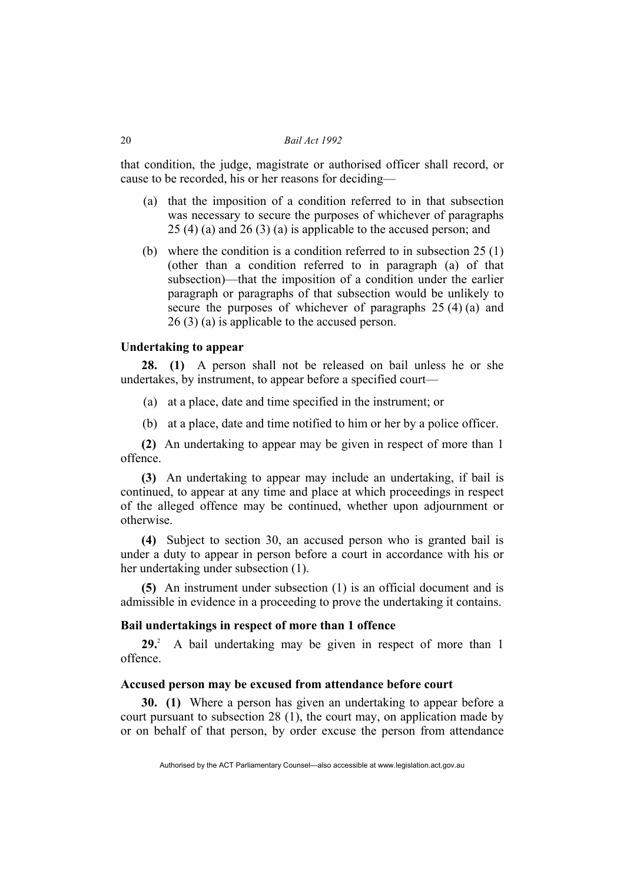that condition, the judge, magistrate or authorised officer shall record, or cause to be recorded, his or her reasons for deciding—

(a) that the imposition of a condition referred to in that subsection was necessary to secure the purposes of whichever of paragraphs 25 (4) (a) and 26 (3) (a) is applicable to the accused person; and

(b) where the condition is a condition referred to in subsection 25 (1) (other than a condition referred to in paragraph (a) of that subsection)—that the imposition of a condition under the earlier paragraph or paragraphs of that subsection would be unlikely to secure the purposes of whichever of paragraphs 25 (4) (a) and 26 (3) (a) is applicable to the accused person.

### Undertaking to appear

**28. (1)** A person shall not be released on bail unless he or she undertakes, by instrument, to appear before a specified court—

(a) at a place, date and time specified in the instrument; or

(b) at a place, date and time notified to him or her by a police officer.

**(2)** An undertaking to appear may be given in respect of more than 1 offence.

**(3)** An undertaking to appear may include an undertaking, if bail is continued, to appear at any time and place at which proceedings in respect of the alleged offence may be continued, whether upon adjournment or otherwise.

**(4)** Subject to section 30, an accused person who is granted bail is under a duty to appear in person before a court in accordance with his or her undertaking under subsection (1).

**(5)** An instrument under subsection (1) is an official document and is admissible in evidence in a proceeding to prove the undertaking it contains.

### Bail undertakings in respect of more than 1 offence

**29.**[2] A bail undertaking may be given in respect of more than 1 offence.

### Accused person may be excused from attendance before court

**30. (1)** Where a person has given an undertaking to appear before a court pursuant to subsection 28 (1), the court may, on application made by or on behalf of that person, by order excuse the person from attendance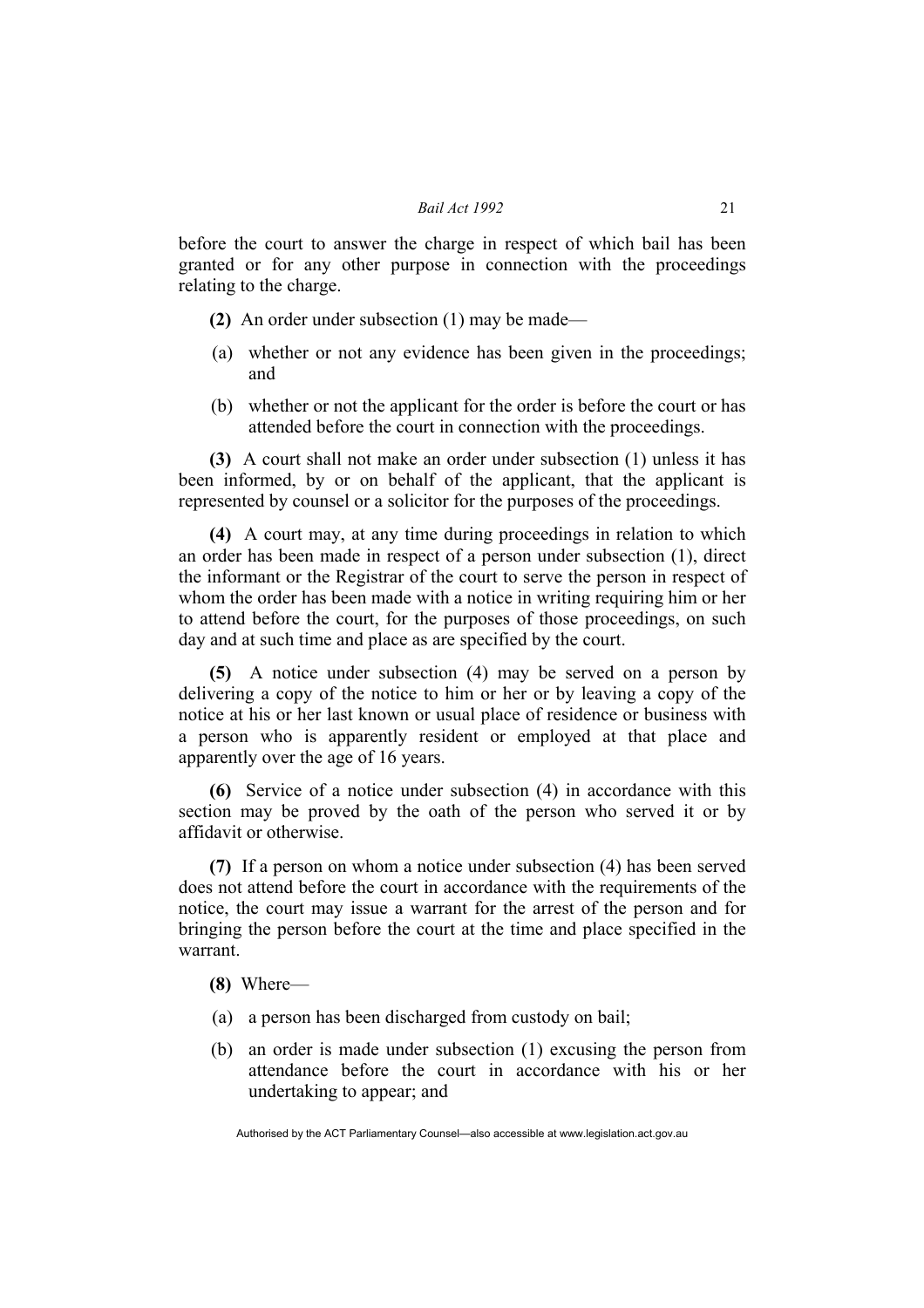before the court to answer the charge in respect of which bail has been granted or for any other purpose in connection with the proceedings relating to the charge.

**(2)** An order under subsection (1) may be made—

(a) whether or not any evidence has been given in the proceedings; and

(b) whether or not the applicant for the order is before the court or has attended before the court in connection with the proceedings.

**(3)** A court shall not make an order under subsection (1) unless it has been informed, by or on behalf of the applicant, that the applicant is represented by counsel or a solicitor for the purposes of the proceedings.

**(4)** A court may, at any time during proceedings in relation to which an order has been made in respect of a person under subsection (1), direct the informant or the Registrar of the court to serve the person in respect of whom the order has been made with a notice in writing requiring him or her to attend before the court, for the purposes of those proceedings, on such day and at such time and place as are specified by the court.

**(5)** A notice under subsection (4) may be served on a person by delivering a copy of the notice to him or her or by leaving a copy of the notice at his or her last known or usual place of residence or business with a person who is apparently resident or employed at that place and apparently over the age of 16 years.

**(6)** Service of a notice under subsection (4) in accordance with this section may be proved by the oath of the person who served it or by affidavit or otherwise.

**(7)** If a person on whom a notice under subsection (4) has been served does not attend before the court in accordance with the requirements of the notice, the court may issue a warrant for the arrest of the person and for bringing the person before the court at the time and place specified in the warrant.

**(8)** Where—

(a) a person has been discharged from custody on bail;

(b) an order is made under subsection (1) excusing the person from attendance before the court in accordance with his or her undertaking to appear; and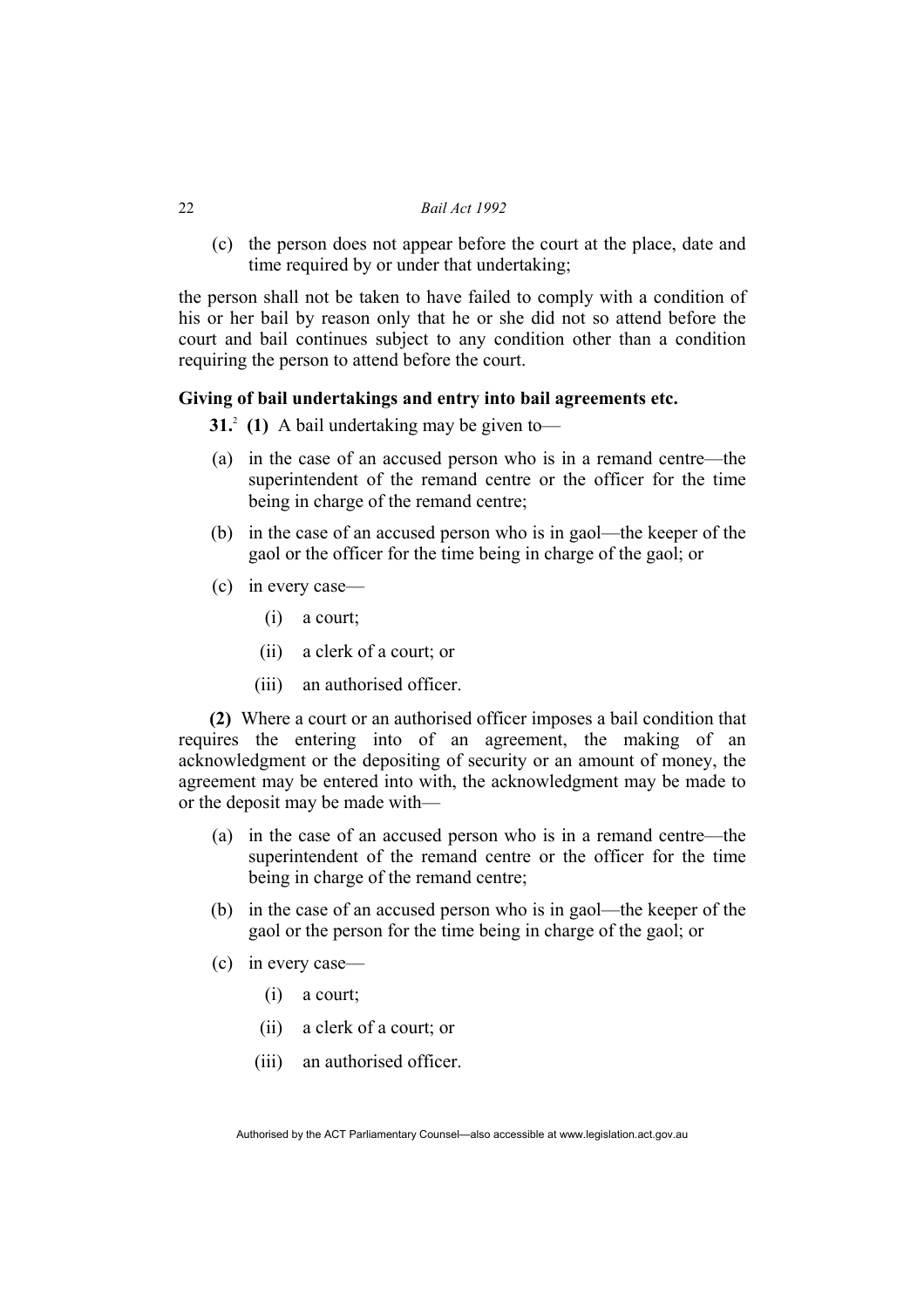(c) the person does not appear before the court at the place, date and time required by or under that undertaking;

the person shall not be taken to have failed to comply with a condition of his or her bail by reason only that he or she did not so attend before the court and bail continues subject to any condition other than a condition requiring the person to attend before the court.

### Giving of bail undertakings and entry into bail agreements etc.

**31.**[2] **(1)** A bail undertaking may be given to—

(a) in the case of an accused person who is in a remand centre—the superintendent of the remand centre or the officer for the time being in charge of the remand centre;

(b) in the case of an accused person who is in gaol—the keeper of the gaol or the officer for the time being in charge of the gaol; or

(c) in every case—

(i) a court;

(ii) a clerk of a court; or

(iii) an authorised officer.

**(2)** Where a court or an authorised officer imposes a bail condition that requires the entering into of an agreement, the making of an acknowledgment or the depositing of security or an amount of money, the agreement may be entered into with, the acknowledgment may be made to or the deposit may be made with—

(a) in the case of an accused person who is in a remand centre—the superintendent of the remand centre or the officer for the time being in charge of the remand centre;

(b) in the case of an accused person who is in gaol—the keeper of the gaol or the person for the time being in charge of the gaol; or

(c) in every case—

(i) a court;

(ii) a clerk of a court; or

(iii) an authorised officer.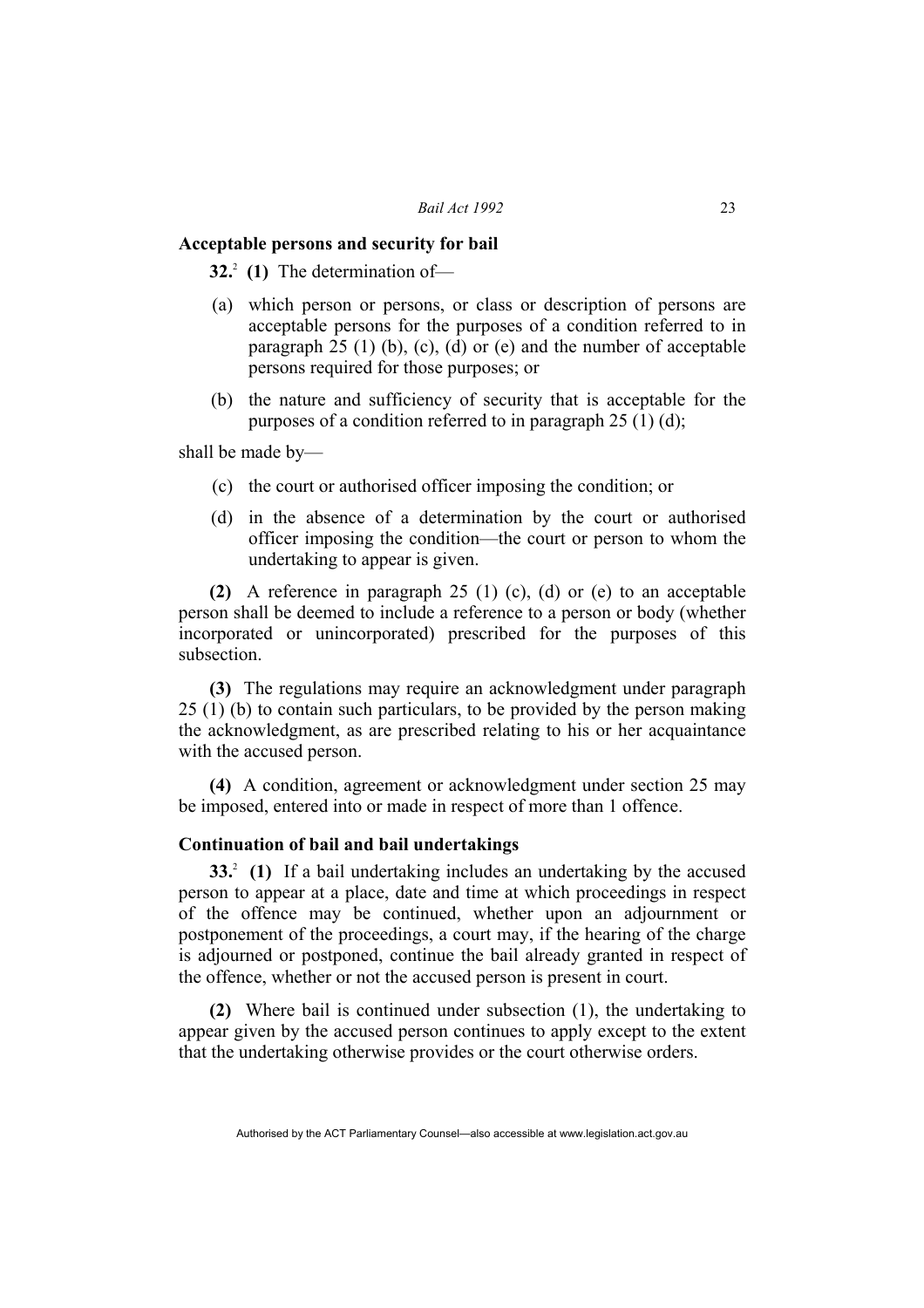### Acceptable persons and security for bail

**32.**[2] **(1)** The determination of—

(a) which person or persons, or class or description of persons are acceptable persons for the purposes of a condition referred to in paragraph 25 (1) (b), (c), (d) or (e) and the number of acceptable persons required for those purposes; or

(b) the nature and sufficiency of security that is acceptable for the purposes of a condition referred to in paragraph 25 (1) (d);

shall be made by—

(c) the court or authorised officer imposing the condition; or

(d) in the absence of a determination by the court or authorised officer imposing the condition—the court or person to whom the undertaking to appear is given.

**(2)** A reference in paragraph 25 (1) (c), (d) or (e) to an acceptable person shall be deemed to include a reference to a person or body (whether incorporated or unincorporated) prescribed for the purposes of this subsection.

**(3)** The regulations may require an acknowledgment under paragraph 25 (1) (b) to contain such particulars, to be provided by the person making the acknowledgment, as are prescribed relating to his or her acquaintance with the accused person.

**(4)** A condition, agreement or acknowledgment under section 25 may be imposed, entered into or made in respect of more than 1 offence.

### Continuation of bail and bail undertakings

**33.**[2] **(1)** If a bail undertaking includes an undertaking by the accused person to appear at a place, date and time at which proceedings in respect of the offence may be continued, whether upon an adjournment or postponement of the proceedings, a court may, if the hearing of the charge is adjourned or postponed, continue the bail already granted in respect of the offence, whether or not the accused person is present in court.

**(2)** Where bail is continued under subsection (1), the undertaking to appear given by the accused person continues to apply except to the extent that the undertaking otherwise provides or the court otherwise orders.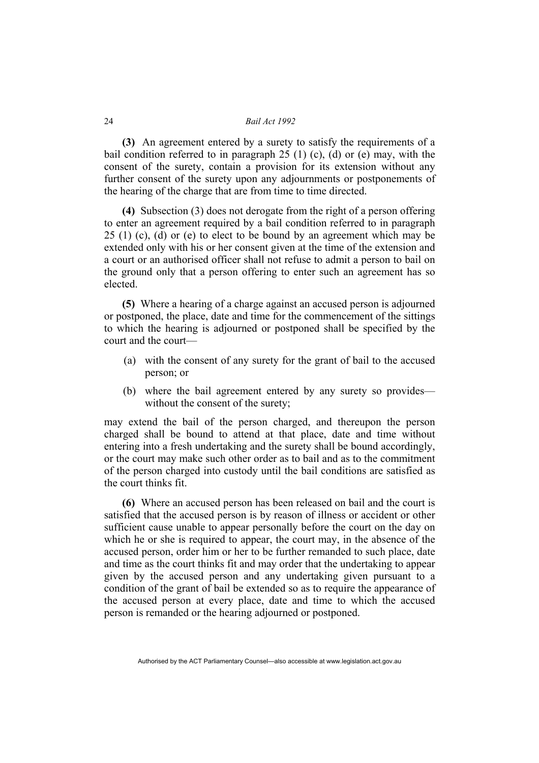**(3)** An agreement entered by a surety to satisfy the requirements of a bail condition referred to in paragraph 25 (1) (c), (d) or (e) may, with the consent of the surety, contain a provision for its extension without any further consent of the surety upon any adjournments or postponements of the hearing of the charge that are from time to time directed.

**(4)** Subsection (3) does not derogate from the right of a person offering to enter an agreement required by a bail condition referred to in paragraph 25 (1) (c), (d) or (e) to elect to be bound by an agreement which may be extended only with his or her consent given at the time of the extension and a court or an authorised officer shall not refuse to admit a person to bail on the ground only that a person offering to enter such an agreement has so elected.

**(5)** Where a hearing of a charge against an accused person is adjourned or postponed, the place, date and time for the commencement of the sittings to which the hearing is adjourned or postponed shall be specified by the court and the court—

- (a) with the consent of any surety for the grant of bail to the accused person; or
- (b) where the bail agreement entered by any surety so provides—without the consent of the surety;

may extend the bail of the person charged, and thereupon the person charged shall be bound to attend at that place, date and time without entering into a fresh undertaking and the surety shall be bound accordingly, or the court may make such other order as to bail and as to the commitment of the person charged into custody until the bail conditions are satisfied as the court thinks fit.

**(6)** Where an accused person has been released on bail and the court is satisfied that the accused person is by reason of illness or accident or other sufficient cause unable to appear personally before the court on the day on which he or she is required to appear, the court may, in the absence of the accused person, order him or her to be further remanded to such place, date and time as the court thinks fit and may order that the undertaking to appear given by the accused person and any undertaking given pursuant to a condition of the grant of bail be extended so as to require the appearance of the accused person at every place, date and time to which the accused person is remanded or the hearing adjourned or postponed.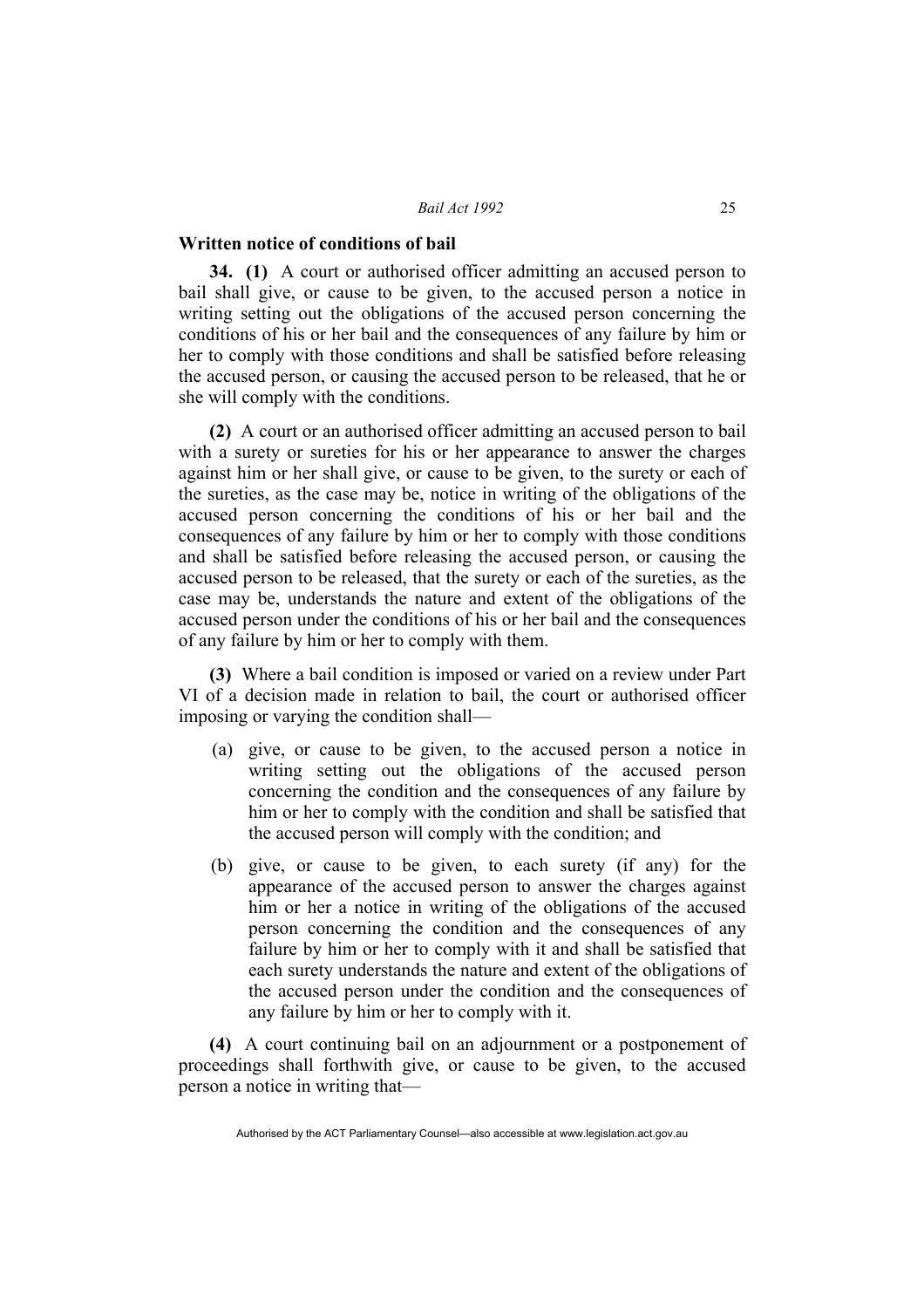**Written notice of conditions of bail**

**34. (1)** A court or authorised officer admitting an accused person to bail shall give, or cause to be given, to the accused person a notice in writing setting out the obligations of the accused person concerning the conditions of his or her bail and the consequences of any failure by him or her to comply with those conditions and shall be satisfied before releasing the accused person, or causing the accused person to be released, that he or she will comply with the conditions.

**(2)** A court or an authorised officer admitting an accused person to bail with a surety or sureties for his or her appearance to answer the charges against him or her shall give, or cause to be given, to the surety or each of the sureties, as the case may be, notice in writing of the obligations of the accused person concerning the conditions of his or her bail and the consequences of any failure by him or her to comply with those conditions and shall be satisfied before releasing the accused person, or causing the accused person to be released, that the surety or each of the sureties, as the case may be, understands the nature and extent of the obligations of the accused person under the conditions of his or her bail and the consequences of any failure by him or her to comply with them.

**(3)** Where a bail condition is imposed or varied on a review under Part VI of a decision made in relation to bail, the court or authorised officer imposing or varying the condition shall—

(a) give, or cause to be given, to the accused person a notice in writing setting out the obligations of the accused person concerning the condition and the consequences of any failure by him or her to comply with the condition and shall be satisfied that the accused person will comply with the condition; and

(b) give, or cause to be given, to each surety (if any) for the appearance of the accused person to answer the charges against him or her a notice in writing of the obligations of the accused person concerning the condition and the consequences of any failure by him or her to comply with it and shall be satisfied that each surety understands the nature and extent of the obligations of the accused person under the condition and the consequences of any failure by him or her to comply with it.

**(4)** A court continuing bail on an adjournment or a postponement of proceedings shall forthwith give, or cause to be given, to the accused person a notice in writing that—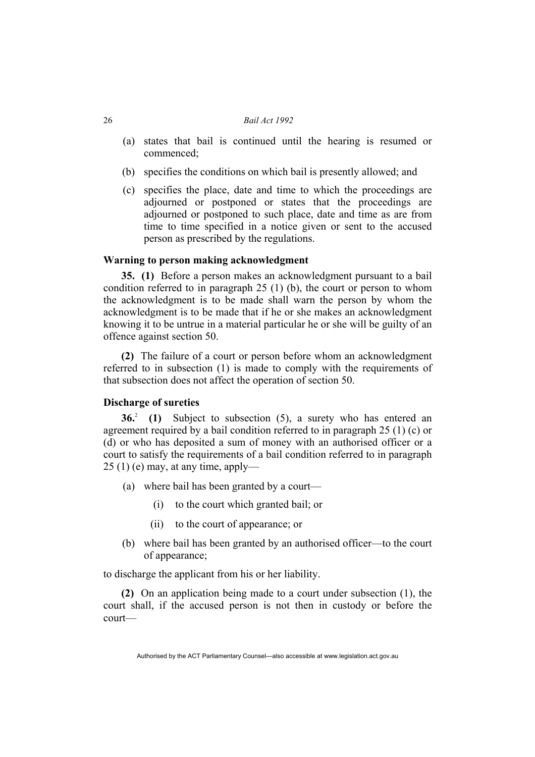(a) states that bail is continued until the hearing is resumed or commenced;

(b) specifies the conditions on which bail is presently allowed; and

(c) specifies the place, date and time to which the proceedings are adjourned or postponed or states that the proceedings are adjourned or postponed to such place, date and time as are from time to time specified in a notice given or sent to the accused person as prescribed by the regulations.

### Warning to person making acknowledgment

**35. (1)** Before a person makes an acknowledgment pursuant to a bail condition referred to in paragraph 25 (1) (b), the court or person to whom the acknowledgment is to be made shall warn the person by whom the acknowledgment is to be made that if he or she makes an acknowledgment knowing it to be untrue in a material particular he or she will be guilty of an offence against section 50.

**(2)** The failure of a court or person before whom an acknowledgment referred to in subsection (1) is made to comply with the requirements of that subsection does not affect the operation of section 50.

### Discharge of sureties

**36.**[2] **(1)** Subject to subsection (5), a surety who has entered an agreement required by a bail condition referred to in paragraph 25 (1) (c) or (d) or who has deposited a sum of money with an authorised officer or a court to satisfy the requirements of a bail condition referred to in paragraph 25 (1) (e) may, at any time, apply—

(a) where bail has been granted by a court—

(i) to the court which granted bail; or

(ii) to the court of appearance; or

(b) where bail has been granted by an authorised officer—to the court of appearance;

to discharge the applicant from his or her liability.

**(2)** On an application being made to a court under subsection (1), the court shall, if the accused person is not then in custody or before the court—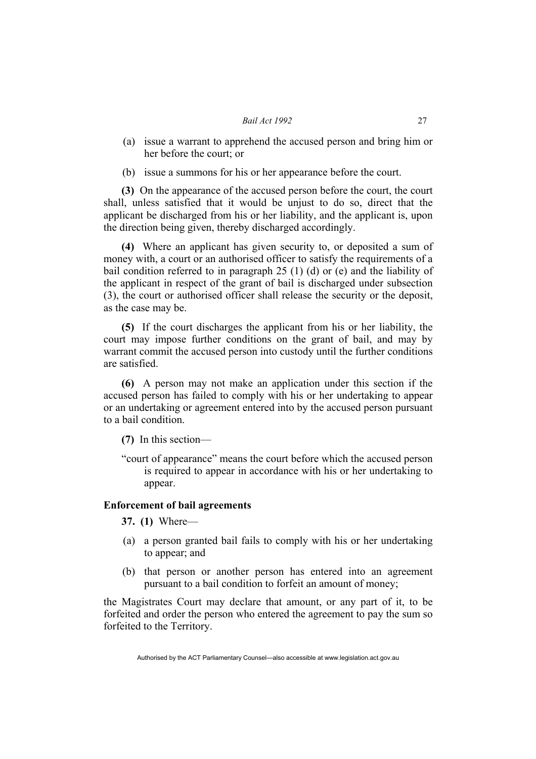(a) issue a warrant to apprehend the accused person and bring him or her before the court; or

(b) issue a summons for his or her appearance before the court.

**(3)** On the appearance of the accused person before the court, the court shall, unless satisfied that it would be unjust to do so, direct that the applicant be discharged from his or her liability, and the applicant is, upon the direction being given, thereby discharged accordingly.

**(4)** Where an applicant has given security to, or deposited a sum of money with, a court or an authorised officer to satisfy the requirements of a bail condition referred to in paragraph 25 (1) (d) or (e) and the liability of the applicant in respect of the grant of bail is discharged under subsection (3), the court or authorised officer shall release the security or the deposit, as the case may be.

**(5)** If the court discharges the applicant from his or her liability, the court may impose further conditions on the grant of bail, and may by warrant commit the accused person into custody until the further conditions are satisfied.

**(6)** A person may not make an application under this section if the accused person has failed to comply with his or her undertaking to appear or an undertaking or agreement entered into by the accused person pursuant to a bail condition.

**(7)** In this section—

"court of appearance" means the court before which the accused person is required to appear in accordance with his or her undertaking to appear.

**Enforcement of bail agreements**

**37. (1)** Where—

(a) a person granted bail fails to comply with his or her undertaking to appear; and

(b) that person or another person has entered into an agreement pursuant to a bail condition to forfeit an amount of money;

the Magistrates Court may declare that amount, or any part of it, to be forfeited and order the person who entered the agreement to pay the sum so forfeited to the Territory.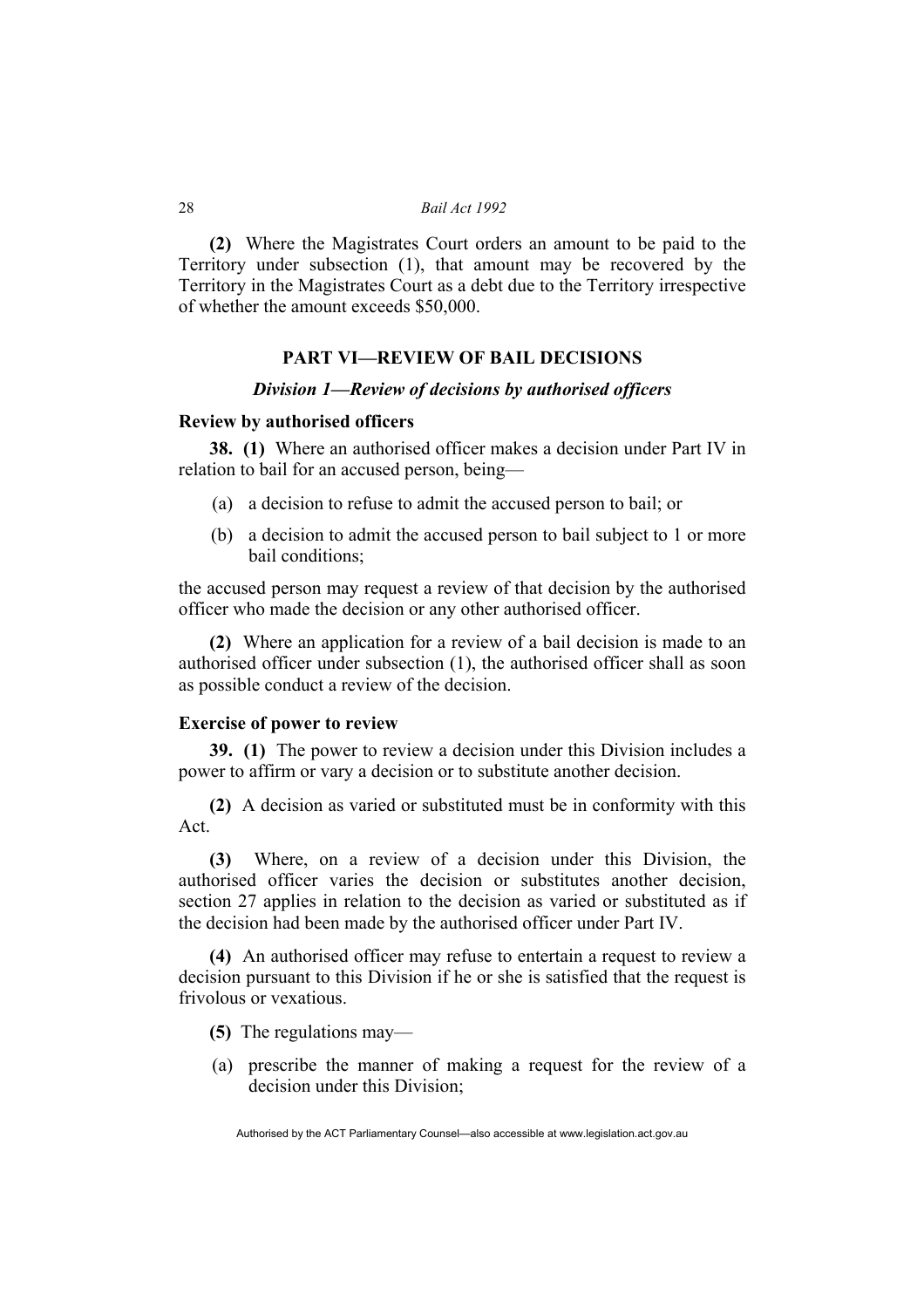**(2)** Where the Magistrates Court orders an amount to be paid to the Territory under subsection (1), that amount may be recovered by the Territory in the Magistrates Court as a debt due to the Territory irrespective of whether the amount exceeds $50,000.

## PART VI—REVIEW OF BAIL DECISIONS

### *Division 1—Review of decisions by authorised officers*

**Review by authorised officers**

**38. (1)** Where an authorised officer makes a decision under Part IV in relation to bail for an accused person, being—

(a) a decision to refuse to admit the accused person to bail; or

(b) a decision to admit the accused person to bail subject to 1 or more bail conditions;

the accused person may request a review of that decision by the authorised officer who made the decision or any other authorised officer.

**(2)** Where an application for a review of a bail decision is made to an authorised officer under subsection (1), the authorised officer shall as soon as possible conduct a review of the decision.

**Exercise of power to review**

**39. (1)** The power to review a decision under this Division includes a power to affirm or vary a decision or to substitute another decision.

**(2)** A decision as varied or substituted must be in conformity with this Act.

**(3)** Where, on a review of a decision under this Division, the authorised officer varies the decision or substitutes another decision, section 27 applies in relation to the decision as varied or substituted as if the decision had been made by the authorised officer under Part IV.

**(4)** An authorised officer may refuse to entertain a request to review a decision pursuant to this Division if he or she is satisfied that the request is frivolous or vexatious.

**(5)** The regulations may—

(a) prescribe the manner of making a request for the review of a decision under this Division;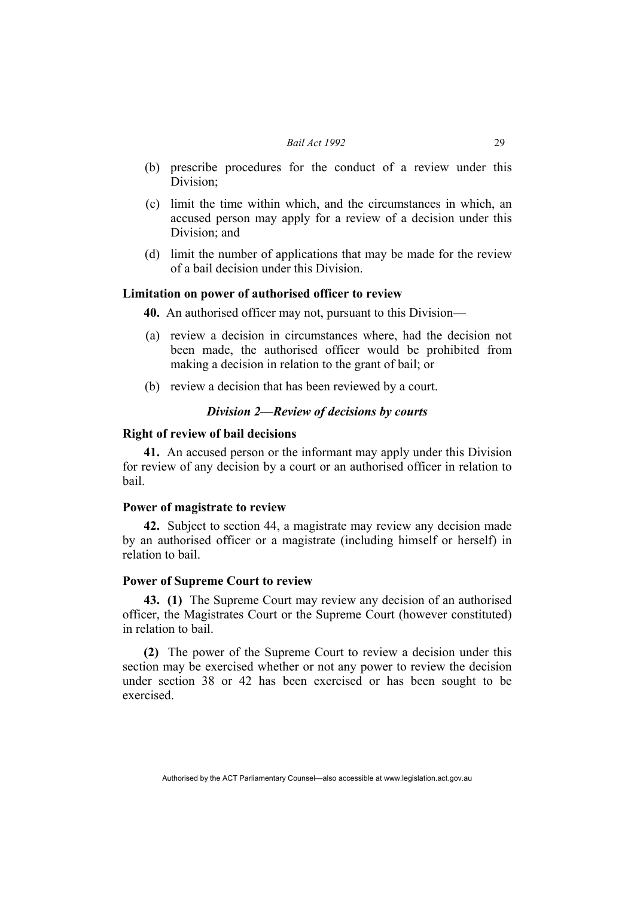(b) prescribe procedures for the conduct of a review under this Division;

(c) limit the time within which, and the circumstances in which, an accused person may apply for a review of a decision under this Division; and

(d) limit the number of applications that may be made for the review of a bail decision under this Division.

### Limitation on power of authorised officer to review

**40.** An authorised officer may not, pursuant to this Division—

(a) review a decision in circumstances where, had the decision not been made, the authorised officer would be prohibited from making a decision in relation to the grant of bail; or

(b) review a decision that has been reviewed by a court.

## *Division 2—Review of decisions by courts*

### Right of review of bail decisions

**41.** An accused person or the informant may apply under this Division for review of any decision by a court or an authorised officer in relation to bail.

### Power of magistrate to review

**42.** Subject to section 44, a magistrate may review any decision made by an authorised officer or a magistrate (including himself or herself) in relation to bail.

### Power of Supreme Court to review

**43. (1)** The Supreme Court may review any decision of an authorised officer, the Magistrates Court or the Supreme Court (however constituted) in relation to bail.

**(2)** The power of the Supreme Court to review a decision under this section may be exercised whether or not any power to review the decision under section 38 or 42 has been exercised or has been sought to be exercised.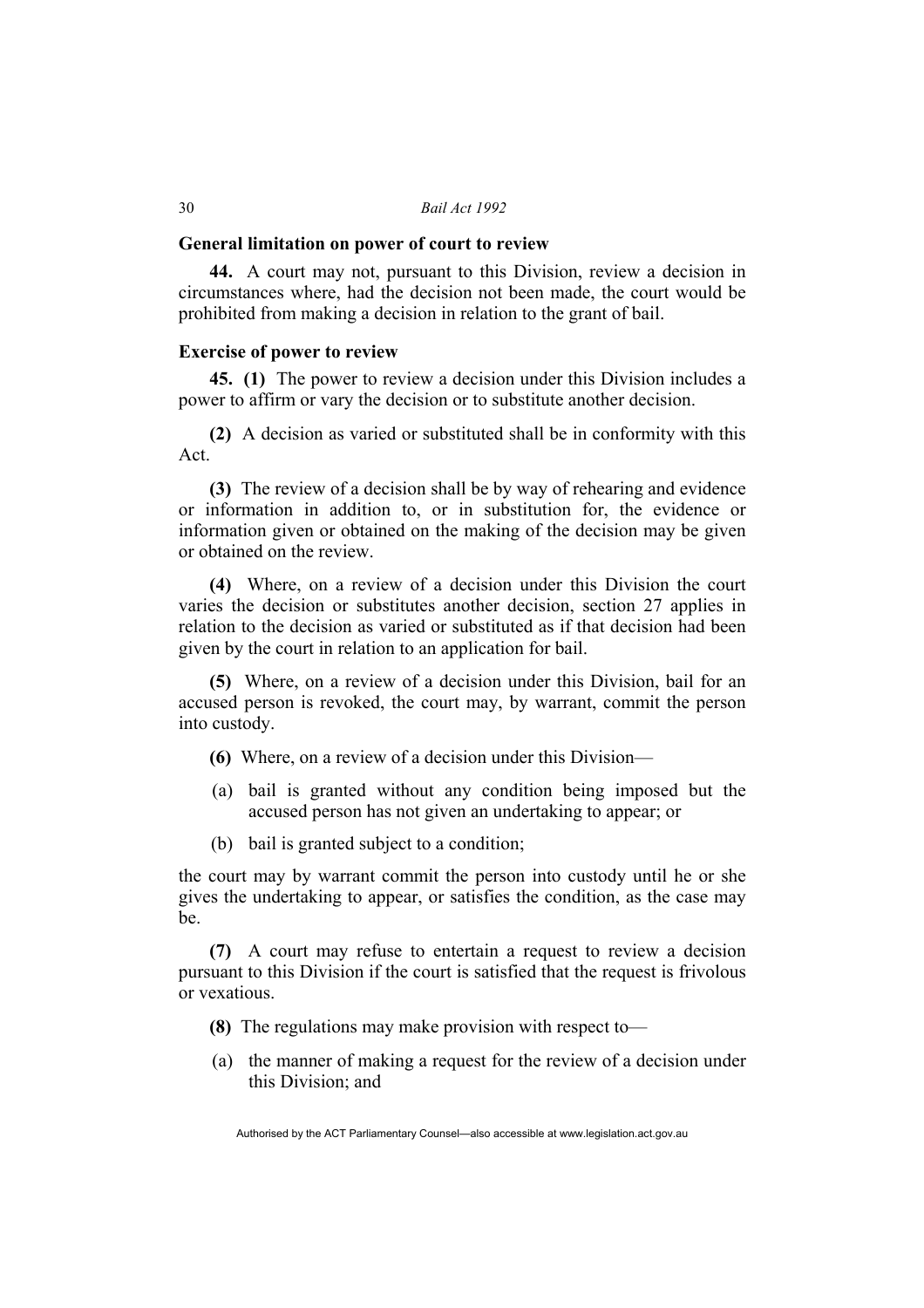### General limitation on power of court to review

**44.** A court may not, pursuant to this Division, review a decision in circumstances where, had the decision not been made, the court would be prohibited from making a decision in relation to the grant of bail.

### Exercise of power to review

**45. (1)** The power to review a decision under this Division includes a power to affirm or vary the decision or to substitute another decision.

**(2)** A decision as varied or substituted shall be in conformity with this Act.

**(3)** The review of a decision shall be by way of rehearing and evidence or information in addition to, or in substitution for, the evidence or information given or obtained on the making of the decision may be given or obtained on the review.

**(4)** Where, on a review of a decision under this Division the court varies the decision or substitutes another decision, section 27 applies in relation to the decision as varied or substituted as if that decision had been given by the court in relation to an application for bail.

**(5)** Where, on a review of a decision under this Division, bail for an accused person is revoked, the court may, by warrant, commit the person into custody.

**(6)** Where, on a review of a decision under this Division—

(a) bail is granted without any condition being imposed but the accused person has not given an undertaking to appear; or

(b) bail is granted subject to a condition;

the court may by warrant commit the person into custody until he or she gives the undertaking to appear, or satisfies the condition, as the case may be.

**(7)** A court may refuse to entertain a request to review a decision pursuant to this Division if the court is satisfied that the request is frivolous or vexatious.

**(8)** The regulations may make provision with respect to—

(a) the manner of making a request for the review of a decision under this Division; and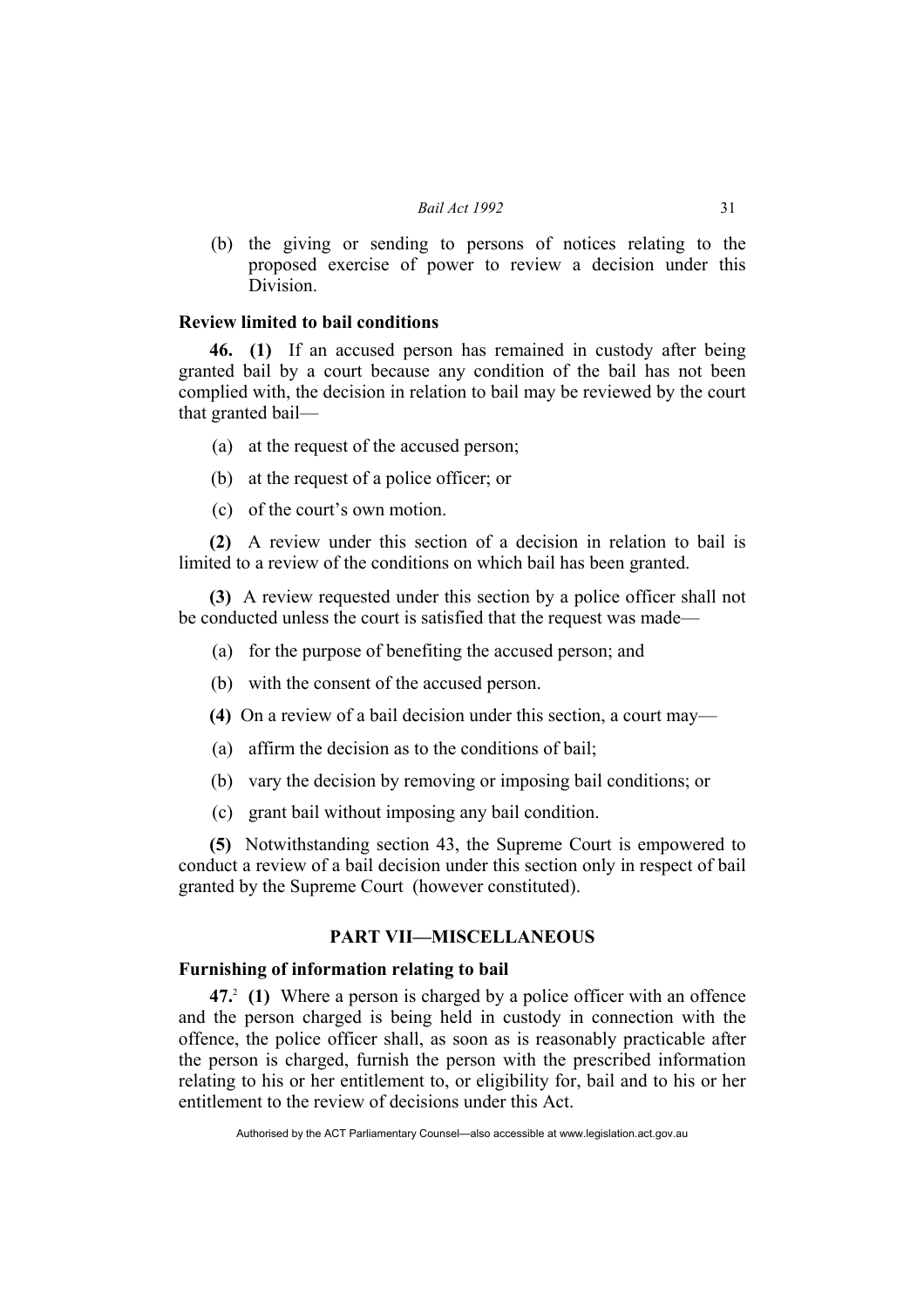(b) the giving or sending to persons of notices relating to the proposed exercise of power to review a decision under this Division.

**Review limited to bail conditions**

**46. (1)** If an accused person has remained in custody after being granted bail by a court because any condition of the bail has not been complied with, the decision in relation to bail may be reviewed by the court that granted bail—

(a) at the request of the accused person;

(b) at the request of a police officer; or

(c) of the court's own motion.

**(2)** A review under this section of a decision in relation to bail is limited to a review of the conditions on which bail has been granted.

**(3)** A review requested under this section by a police officer shall not be conducted unless the court is satisfied that the request was made—

(a) for the purpose of benefiting the accused person; and

(b) with the consent of the accused person.

**(4)** On a review of a bail decision under this section, a court may—

(a) affirm the decision as to the conditions of bail;

(b) vary the decision by removing or imposing bail conditions; or

(c) grant bail without imposing any bail condition.

**(5)** Notwithstanding section 43, the Supreme Court is empowered to conduct a review of a bail decision under this section only in respect of bail granted by the Supreme Court (however constituted).

## PART VII—MISCELLANEOUS

**Furnishing of information relating to bail**

**47.**[2] **(1)** Where a person is charged by a police officer with an offence and the person charged is being held in custody in connection with the offence, the police officer shall, as soon as is reasonably practicable after the person is charged, furnish the person with the prescribed information relating to his or her entitlement to, or eligibility for, bail and to his or her entitlement to the review of decisions under this Act.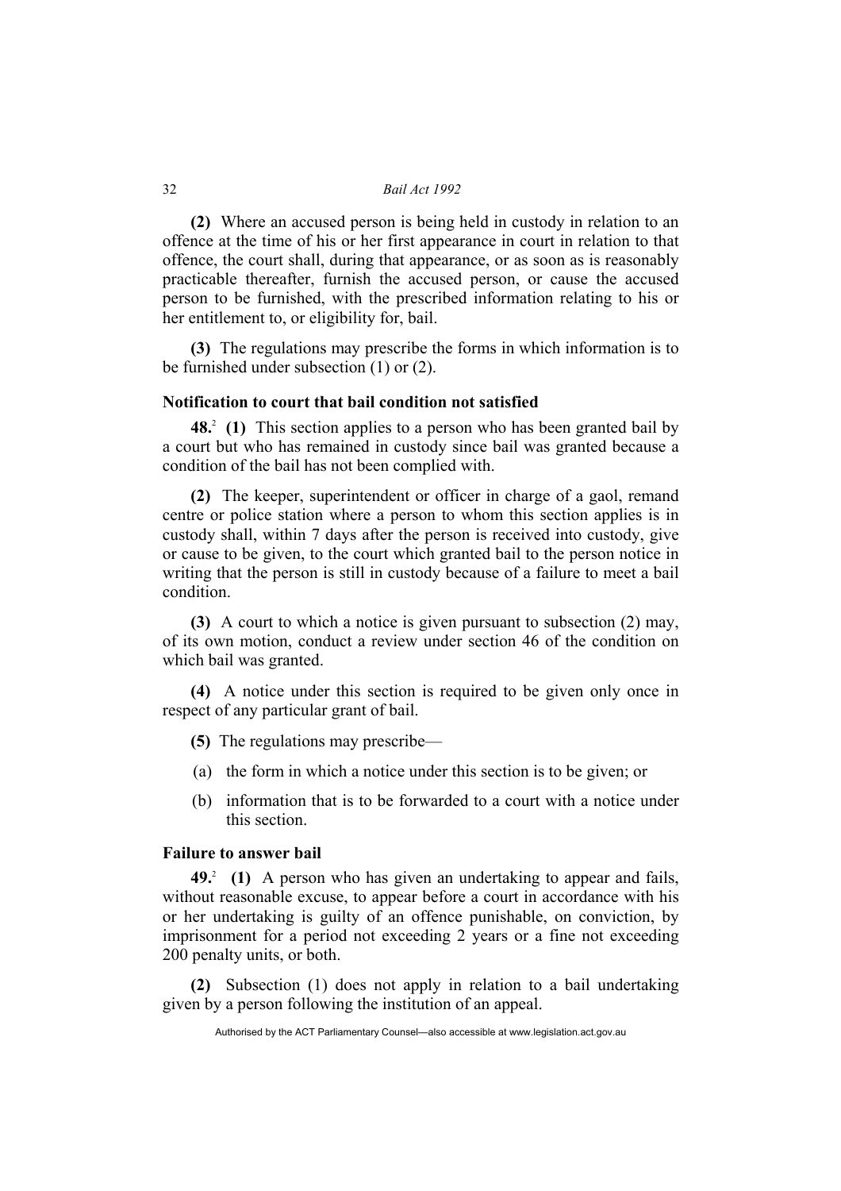**(2)** Where an accused person is being held in custody in relation to an offence at the time of his or her first appearance in court in relation to that offence, the court shall, during that appearance, or as soon as is reasonably practicable thereafter, furnish the accused person, or cause the accused person to be furnished, with the prescribed information relating to his or her entitlement to, or eligibility for, bail.

**(3)** The regulations may prescribe the forms in which information is to be furnished under subsection (1) or (2).

### Notification to court that bail condition not satisfied

**48.**[2] **(1)** This section applies to a person who has been granted bail by a court but who has remained in custody since bail was granted because a condition of the bail has not been complied with.

**(2)** The keeper, superintendent or officer in charge of a gaol, remand centre or police station where a person to whom this section applies is in custody shall, within 7 days after the person is received into custody, give or cause to be given, to the court which granted bail to the person notice in writing that the person is still in custody because of a failure to meet a bail condition.

**(3)** A court to which a notice is given pursuant to subsection (2) may, of its own motion, conduct a review under section 46 of the condition on which bail was granted.

**(4)** A notice under this section is required to be given only once in respect of any particular grant of bail.

**(5)** The regulations may prescribe—

(a) the form in which a notice under this section is to be given; or

(b) information that is to be forwarded to a court with a notice under this section.

### Failure to answer bail

**49.**[2] **(1)** A person who has given an undertaking to appear and fails, without reasonable excuse, to appear before a court in accordance with his or her undertaking is guilty of an offence punishable, on conviction, by imprisonment for a period not exceeding 2 years or a fine not exceeding 200 penalty units, or both.

**(2)** Subsection (1) does not apply in relation to a bail undertaking given by a person following the institution of an appeal.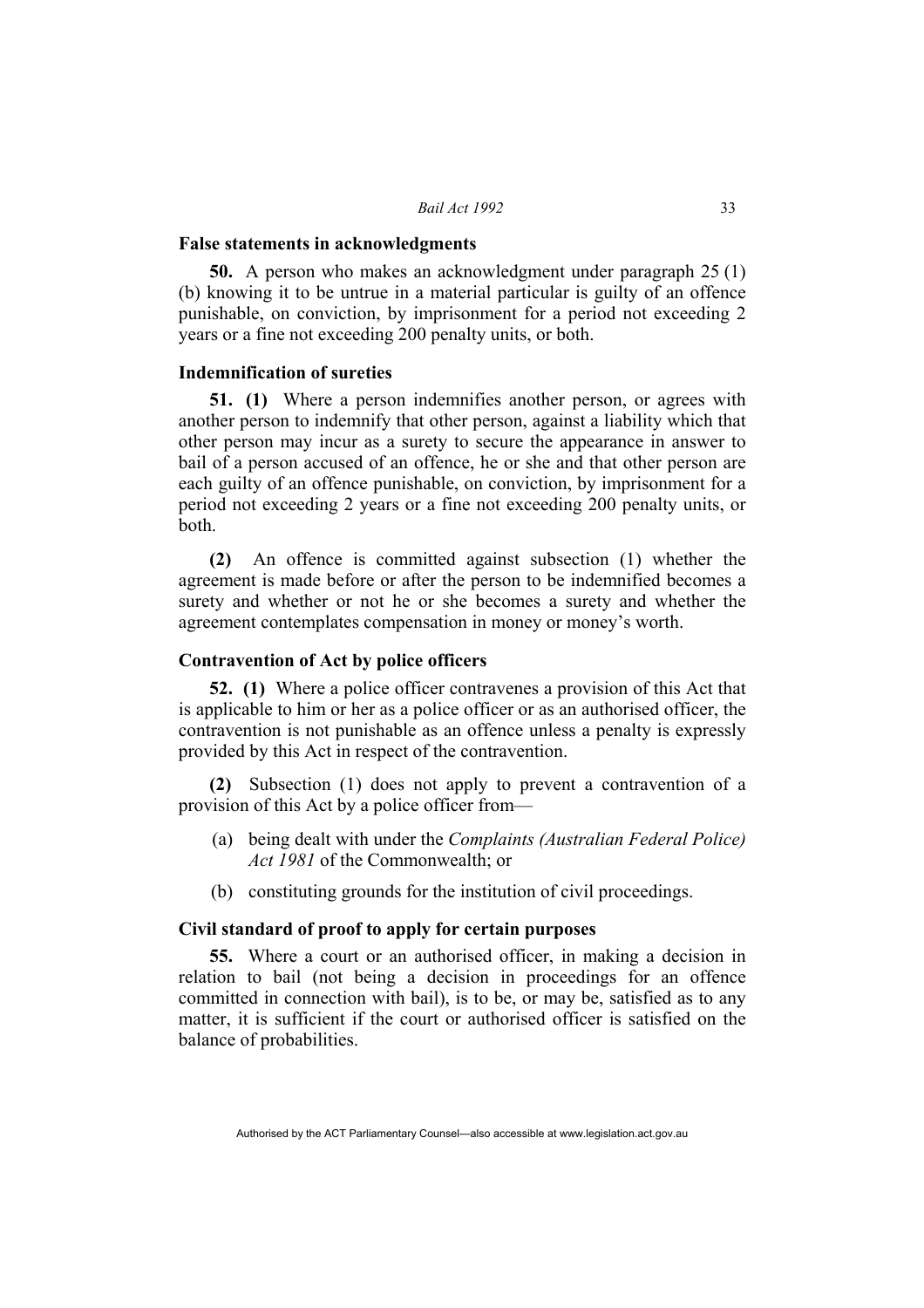### False statements in acknowledgments

**50.** A person who makes an acknowledgment under paragraph 25 (1) (b) knowing it to be untrue in a material particular is guilty of an offence punishable, on conviction, by imprisonment for a period not exceeding 2 years or a fine not exceeding 200 penalty units, or both.

### Indemnification of sureties

**51. (1)** Where a person indemnifies another person, or agrees with another person to indemnify that other person, against a liability which that other person may incur as a surety to secure the appearance in answer to bail of a person accused of an offence, he or she and that other person are each guilty of an offence punishable, on conviction, by imprisonment for a period not exceeding 2 years or a fine not exceeding 200 penalty units, or both.

**(2)** An offence is committed against subsection (1) whether the agreement is made before or after the person to be indemnified becomes a surety and whether or not he or she becomes a surety and whether the agreement contemplates compensation in money or money's worth.

### Contravention of Act by police officers

**52. (1)** Where a police officer contravenes a provision of this Act that is applicable to him or her as a police officer or as an authorised officer, the contravention is not punishable as an offence unless a penalty is expressly provided by this Act in respect of the contravention.

**(2)** Subsection (1) does not apply to prevent a contravention of a provision of this Act by a police officer from—

(a) being dealt with under the *Complaints (Australian Federal Police) Act 1981* of the Commonwealth; or

(b) constituting grounds for the institution of civil proceedings.

### Civil standard of proof to apply for certain purposes

**55.** Where a court or an authorised officer, in making a decision in relation to bail (not being a decision in proceedings for an offence committed in connection with bail), is to be, or may be, satisfied as to any matter, it is sufficient if the court or authorised officer is satisfied on the balance of probabilities.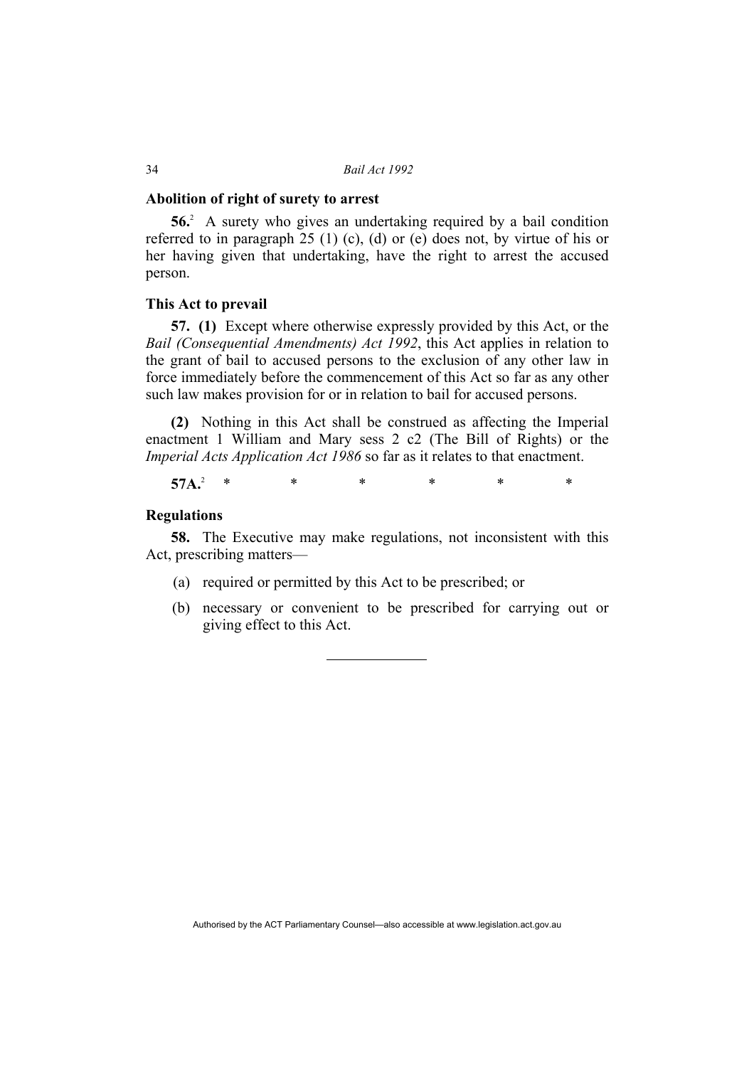### Abolition of right of surety to arrest

**56.**[2] A surety who gives an undertaking required by a bail condition referred to in paragraph 25 (1) (c), (d) or (e) does not, by virtue of his or her having given that undertaking, have the right to arrest the accused person.

### This Act to prevail

**57. (1)** Except where otherwise expressly provided by this Act, or the *Bail (Consequential Amendments) Act 1992*, this Act applies in relation to the grant of bail to accused persons to the exclusion of any other law in force immediately before the commencement of this Act so far as any other such law makes provision for or in relation to bail for accused persons.

**(2)** Nothing in this Act shall be construed as affecting the Imperial enactment 1 William and Mary sess 2 c2 (The Bill of Rights) or the *Imperial Acts Application Act 1986* so far as it relates to that enactment.

**57A.**[2] * * * * * *

### Regulations

**58.** The Executive may make regulations, not inconsistent with this Act, prescribing matters—

(a) required or permitted by this Act to be prescribed; or

(b) necessary or convenient to be prescribed for carrying out or giving effect to this Act.

---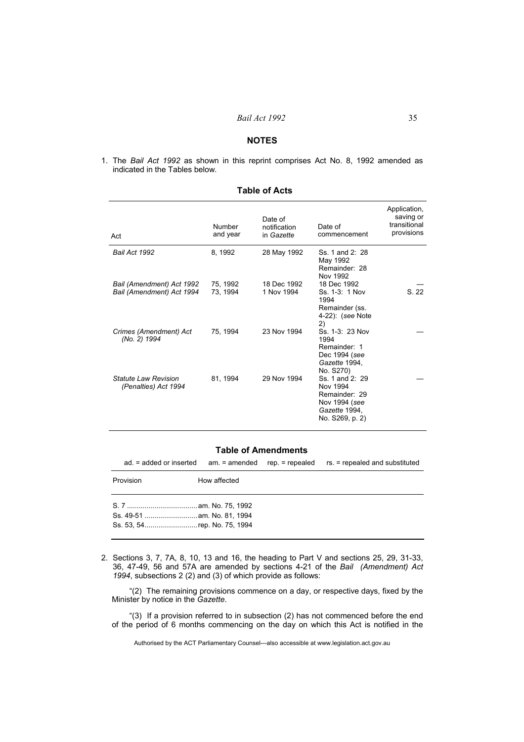## NOTES

1. The *Bail Act 1992* as shown in this reprint comprises Act No. 8, 1992 amended as indicated in the Tables below.

### Table of Acts

| Act | Number and year | Date of notification in *Gazette* | Date of commencement | Application, saving or transitional provisions |
|---|---|---|---|---|
| *Bail Act 1992* | 8, 1992 | 28 May 1992 | Ss. 1 and 2: 28 May 1992<br>Remainder: 28 Nov 1992 | |
| *Bail (Amendment) Act 1992* | 75, 1992 | 18 Dec 1992 | 18 Dec 1992 | — |
| *Bail (Amendment) Act 1994* | 73, 1994 | 1 Nov 1994 | Ss. 1-3: 1 Nov 1994<br>Remainder (ss. 4-22): (*see* Note 2) | S. 22 |
| *Crimes (Amendment) Act (No. 2) 1994* | 75, 1994 | 23 Nov 1994 | Ss. 1-3: 23 Nov 1994<br>Remainder: 1 Dec 1994 (*see Gazette* 1994, No. S270) | — |
| *Statute Law Revision (Penalties) Act 1994* | 81, 1994 | 29 Nov 1994 | Ss. 1 and 2: 29 Nov 1994<br>Remainder: 29 Nov 1994 (*see Gazette* 1994, No. S269, p. 2) | — |

### Table of Amendments

ad. = added or inserted  am. = amended  rep. = repealed  rs. = repealed and substituted

| Provision | How affected |
|---|---|
| S. 7 | am. No. 75, 1992 |
| Ss. 49-51 | am. No. 81, 1994 |
| Ss. 53, 54 | rep. No. 75, 1994 |

2. Sections 3, 7, 7A, 8, 10, 13 and 16, the heading to Part V and sections 25, 29, 31-33, 36, 47-49, 56 and 57A are amended by sections 4-21 of the *Bail (Amendment) Act 1994*, subsections 2 (2) and (3) of which provide as follows:

"(2) The remaining provisions commence on a day, or respective days, fixed by the Minister by notice in the *Gazette*.

"(3) If a provision referred to in subsection (2) has not commenced before the end of the period of 6 months commencing on the day on which this Act is notified in the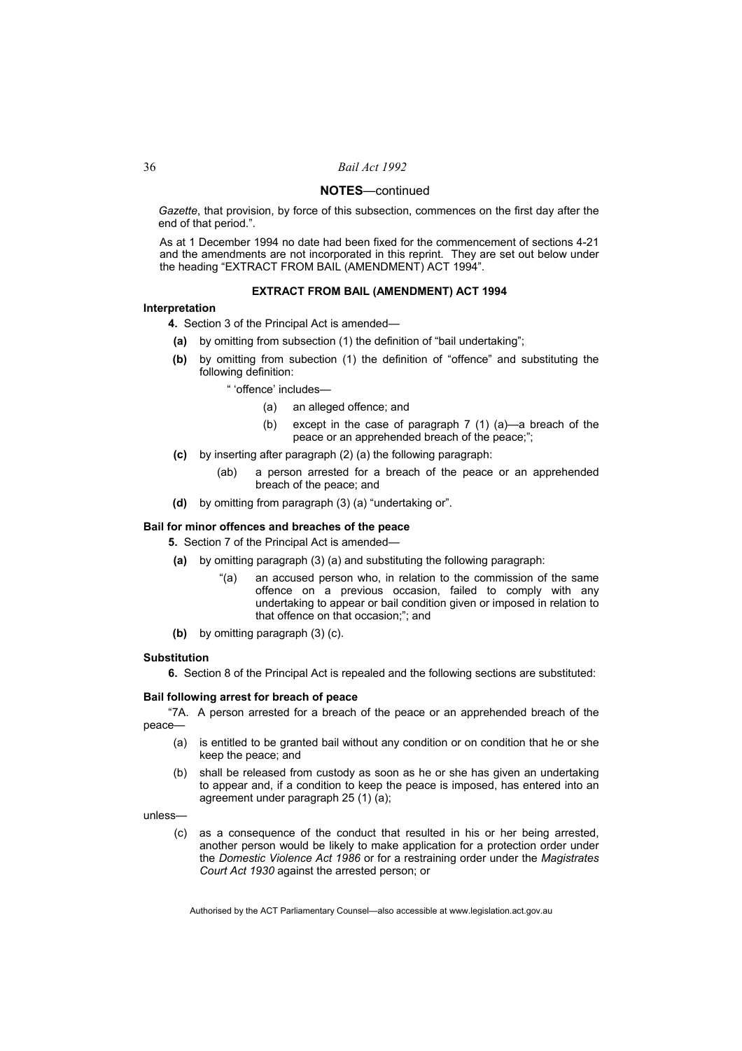## NOTES—continued

*Gazette*, that provision, by force of this subsection, commences on the first day after the end of that period.".

As at 1 December 1994 no date had been fixed for the commencement of sections 4-21 and the amendments are not incorporated in this reprint. They are set out below under the heading "EXTRACT FROM BAIL (AMENDMENT) ACT 1994".

### EXTRACT FROM BAIL (AMENDMENT) ACT 1994

**Interpretation**

**4.** Section 3 of the Principal Act is amended—

**(a)** by omitting from subsection (1) the definition of "bail undertaking";

**(b)** by omitting from subection (1) the definition of "offence" and substituting the following definition:

" 'offence' includes—

(a) an alleged offence; and

(b) except in the case of paragraph 7 (1) (a)—a breach of the peace or an apprehended breach of the peace;";

**(c)** by inserting after paragraph (2) (a) the following paragraph:

(ab) a person arrested for a breach of the peace or an apprehended breach of the peace; and

**(d)** by omitting from paragraph (3) (a) "undertaking or".

**Bail for minor offences and breaches of the peace**

**5.** Section 7 of the Principal Act is amended—

**(a)** by omitting paragraph (3) (a) and substituting the following paragraph:

"(a) an accused person who, in relation to the commission of the same offence on a previous occasion, failed to comply with any undertaking to appear or bail condition given or imposed in relation to that offence on that occasion;"; and

**(b)** by omitting paragraph (3) (c).

**Substitution**

**6.** Section 8 of the Principal Act is repealed and the following sections are substituted:

**Bail following arrest for breach of peace**

"7A. A person arrested for a breach of the peace or an apprehended breach of the peace—

(a) is entitled to be granted bail without any condition or on condition that he or she keep the peace; and

(b) shall be released from custody as soon as he or she has given an undertaking to appear and, if a condition to keep the peace is imposed, has entered into an agreement under paragraph 25 (1) (a);

unless—

(c) as a consequence of the conduct that resulted in his or her being arrested, another person would be likely to make application for a protection order under the *Domestic Violence Act 1986* or for a restraining order under the *Magistrates Court Act 1930* against the arrested person; or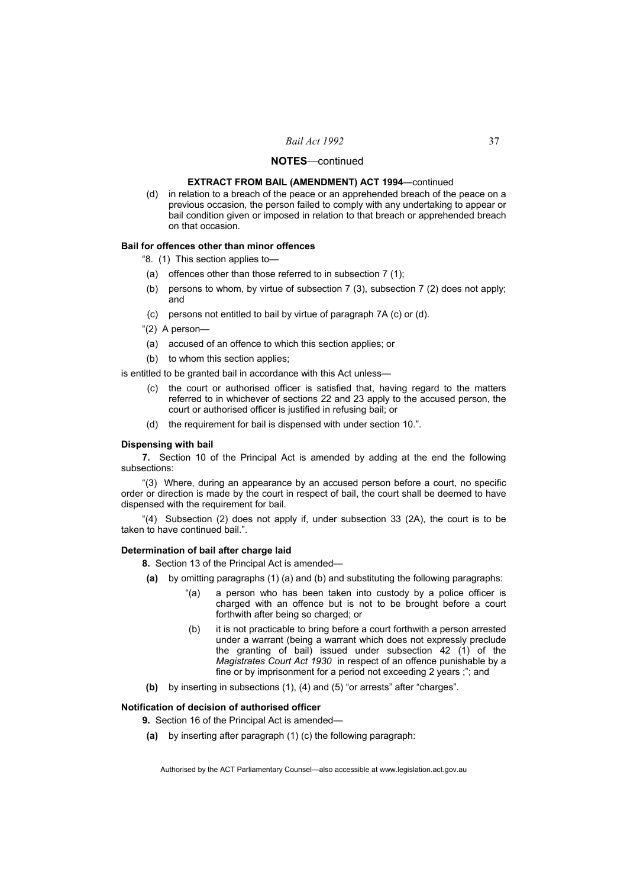## NOTES—continued

### EXTRACT FROM BAIL (AMENDMENT) ACT 1994—continued

(d) in relation to a breach of the peace or an apprehended breach of the peace on a previous occasion, the person failed to comply with any undertaking to appear or bail condition given or imposed in relation to that breach or apprehended breach on that occasion.

**Bail for offences other than minor offences**

"8. (1) This section applies to—

(a) offences other than those referred to in subsection 7 (1);

(b) persons to whom, by virtue of subsection 7 (3), subsection 7 (2) does not apply; and

(c) persons not entitled to bail by virtue of paragraph 7A (c) or (d).

"(2) A person—

(a) accused of an offence to which this section applies; or

(b) to whom this section applies;

is entitled to be granted bail in accordance with this Act unless—

(c) the court or authorised officer is satisfied that, having regard to the matters referred to in whichever of sections 22 and 23 apply to the accused person, the court or authorised officer is justified in refusing bail; or

(d) the requirement for bail is dispensed with under section 10.".

**Dispensing with bail**

**7.** Section 10 of the Principal Act is amended by adding at the end the following subsections:

"(3) Where, during an appearance by an accused person before a court, no specific order or direction is made by the court in respect of bail, the court shall be deemed to have dispensed with the requirement for bail.

"(4) Subsection (2) does not apply if, under subsection 33 (2A), the court is to be taken to have continued bail.".

**Determination of bail after charge laid**

**8.** Section 13 of the Principal Act is amended—

**(a)** by omitting paragraphs (1) (a) and (b) and substituting the following paragraphs:

"(a) a person who has been taken into custody by a police officer is charged with an offence but is not to be brought before a court forthwith after being so charged; or

(b) it is not practicable to bring before a court forthwith a person arrested under a warrant (being a warrant which does not expressly preclude the granting of bail) issued under subsection 42 (1) of the *Magistrates Court Act 1930* in respect of an offence punishable by a fine or by imprisonment for a period not exceeding 2 years ;"; and

**(b)** by inserting in subsections (1), (4) and (5) "or arrests" after "charges".

**Notification of decision of authorised officer**

**9.** Section 16 of the Principal Act is amended—

**(a)** by inserting after paragraph (1) (c) the following paragraph: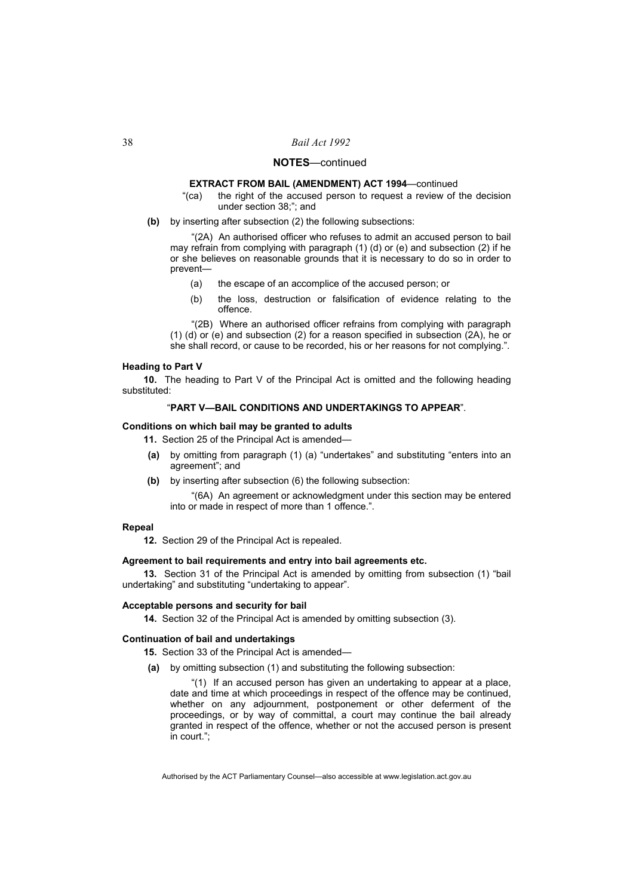## NOTES—continued

### EXTRACT FROM BAIL (AMENDMENT) ACT 1994—continued

"(ca) the right of the accused person to request a review of the decision under section 38;"; and

**(b)** by inserting after subsection (2) the following subsections:

"(2A) An authorised officer who refuses to admit an accused person to bail may refrain from complying with paragraph (1) (d) or (e) and subsection (2) if he or she believes on reasonable grounds that it is necessary to do so in order to prevent—

(a) the escape of an accomplice of the accused person; or

(b) the loss, destruction or falsification of evidence relating to the offence.

"(2B) Where an authorised officer refrains from complying with paragraph (1) (d) or (e) and subsection (2) for a reason specified in subsection (2A), he or she shall record, or cause to be recorded, his or her reasons for not complying.".

**Heading to Part V**

**10.** The heading to Part V of the Principal Act is omitted and the following heading substituted:

"**PART V—BAIL CONDITIONS AND UNDERTAKINGS TO APPEAR**".

**Conditions on which bail may be granted to adults**

**11.** Section 25 of the Principal Act is amended—

**(a)** by omitting from paragraph (1) (a) "undertakes" and substituting "enters into an agreement"; and

**(b)** by inserting after subsection (6) the following subsection:

"(6A) An agreement or acknowledgment under this section may be entered into or made in respect of more than 1 offence.".

**Repeal**

**12.** Section 29 of the Principal Act is repealed.

**Agreement to bail requirements and entry into bail agreements etc.**

**13.** Section 31 of the Principal Act is amended by omitting from subsection (1) "bail undertaking" and substituting "undertaking to appear".

**Acceptable persons and security for bail**

**14.** Section 32 of the Principal Act is amended by omitting subsection (3).

**Continuation of bail and undertakings**

**15.** Section 33 of the Principal Act is amended—

**(a)** by omitting subsection (1) and substituting the following subsection:

"(1) If an accused person has given an undertaking to appear at a place, date and time at which proceedings in respect of the offence may be continued, whether on any adjournment, postponement or other deferment of the proceedings, or by way of committal, a court may continue the bail already granted in respect of the offence, whether or not the accused person is present in court.";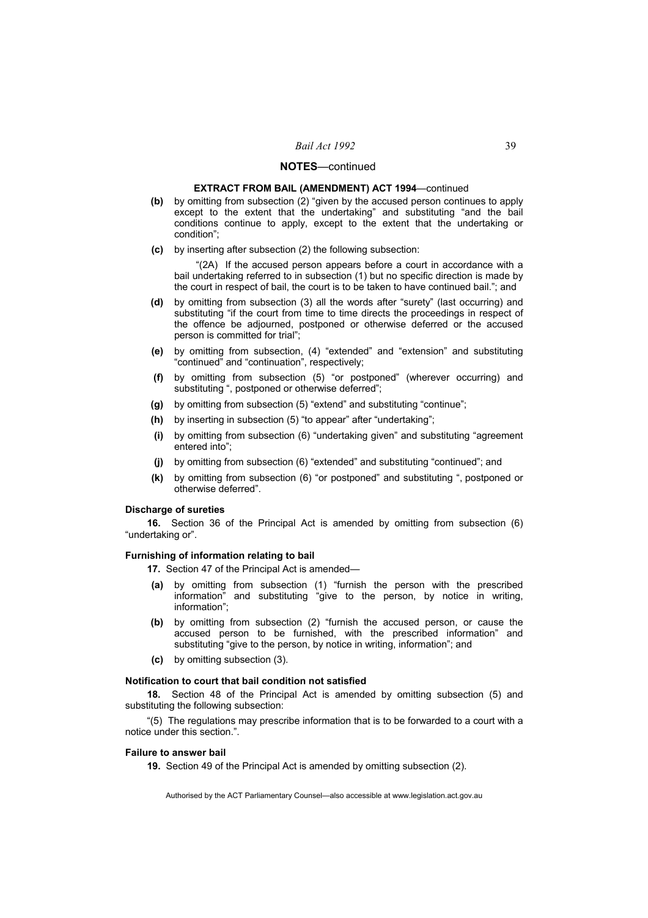## NOTES—continued

### EXTRACT FROM BAIL (AMENDMENT) ACT 1994—continued

**(b)** by omitting from subsection (2) "given by the accused person continues to apply except to the extent that the undertaking" and substituting "and the bail conditions continue to apply, except to the extent that the undertaking or condition";

**(c)** by inserting after subsection (2) the following subsection:

"(2A) If the accused person appears before a court in accordance with a bail undertaking referred to in subsection (1) but no specific direction is made by the court in respect of bail, the court is to be taken to have continued bail."; and

**(d)** by omitting from subsection (3) all the words after "surety" (last occurring) and substituting "if the court from time to time directs the proceedings in respect of the offence be adjourned, postponed or otherwise deferred or the accused person is committed for trial";

**(e)** by omitting from subsection, (4) "extended" and "extension" and substituting "continued" and "continuation", respectively;

**(f)** by omitting from subsection (5) "or postponed" (wherever occurring) and substituting ", postponed or otherwise deferred";

**(g)** by omitting from subsection (5) "extend" and substituting "continue";

**(h)** by inserting in subsection (5) "to appear" after "undertaking";

**(i)** by omitting from subsection (6) "undertaking given" and substituting "agreement entered into";

**(j)** by omitting from subsection (6) "extended" and substituting "continued"; and

**(k)** by omitting from subsection (6) "or postponed" and substituting ", postponed or otherwise deferred".

#### Discharge of sureties

**16.** Section 36 of the Principal Act is amended by omitting from subsection (6) "undertaking or".

#### Furnishing of information relating to bail

**17.** Section 47 of the Principal Act is amended—

**(a)** by omitting from subsection (1) "furnish the person with the prescribed information" and substituting "give to the person, by notice in writing, information";

**(b)** by omitting from subsection (2) "furnish the accused person, or cause the accused person to be furnished, with the prescribed information" and substituting "give to the person, by notice in writing, information"; and

**(c)** by omitting subsection (3).

#### Notification to court that bail condition not satisfied

**18.** Section 48 of the Principal Act is amended by omitting subsection (5) and substituting the following subsection:

"(5) The regulations may prescribe information that is to be forwarded to a court with a notice under this section.".

#### Failure to answer bail

**19.** Section 49 of the Principal Act is amended by omitting subsection (2).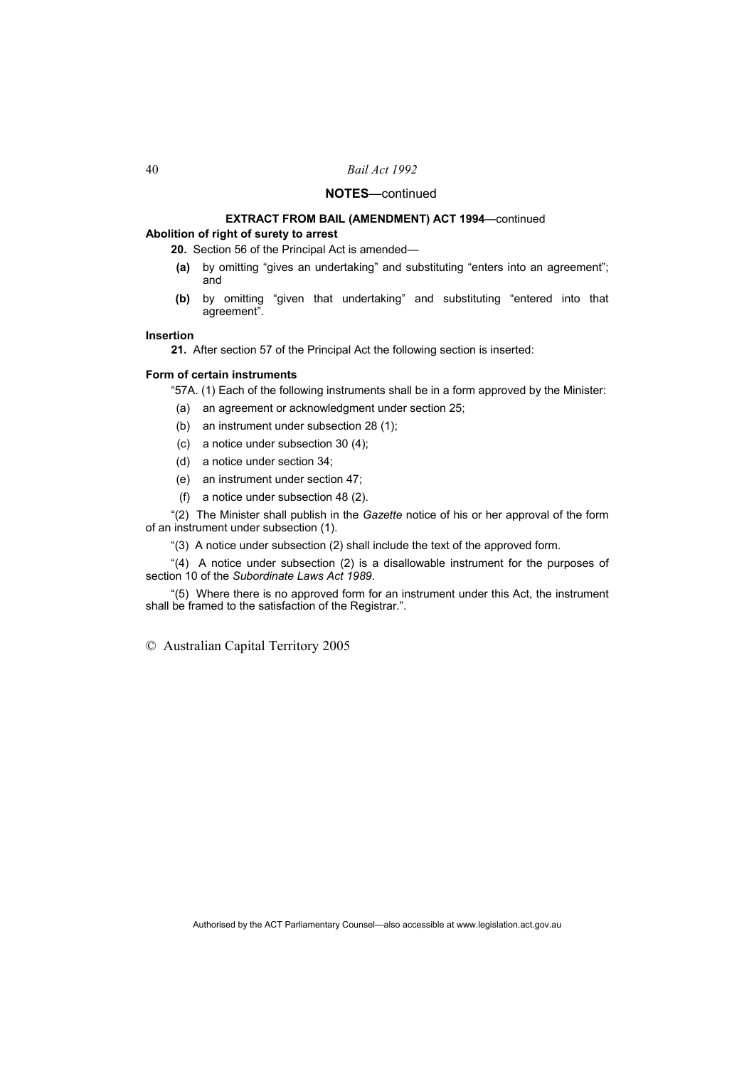**NOTES**—continued

**EXTRACT FROM BAIL (AMENDMENT) ACT 1994**—continued

**Abolition of right of surety to arrest**

**20.** Section 56 of the Principal Act is amended—

**(a)** by omitting "gives an undertaking" and substituting "enters into an agreement"; and

**(b)** by omitting "given that undertaking" and substituting "entered into that agreement".

**Insertion**

**21.** After section 57 of the Principal Act the following section is inserted:

**Form of certain instruments**

"57A. (1) Each of the following instruments shall be in a form approved by the Minister:

(a) an agreement or acknowledgment under section 25;

(b) an instrument under subsection 28 (1);

(c) a notice under subsection 30 (4);

(d) a notice under section 34;

(e) an instrument under section 47;

(f) a notice under subsection 48 (2).

"(2) The Minister shall publish in the *Gazette* notice of his or her approval of the form of an instrument under subsection (1).

"(3) A notice under subsection (2) shall include the text of the approved form.

"(4) A notice under subsection (2) is a disallowable instrument for the purposes of section 10 of the *Subordinate Laws Act 1989*.

"(5) Where there is no approved form for an instrument under this Act, the instrument shall be framed to the satisfaction of the Registrar.".

© Australian Capital Territory 2005